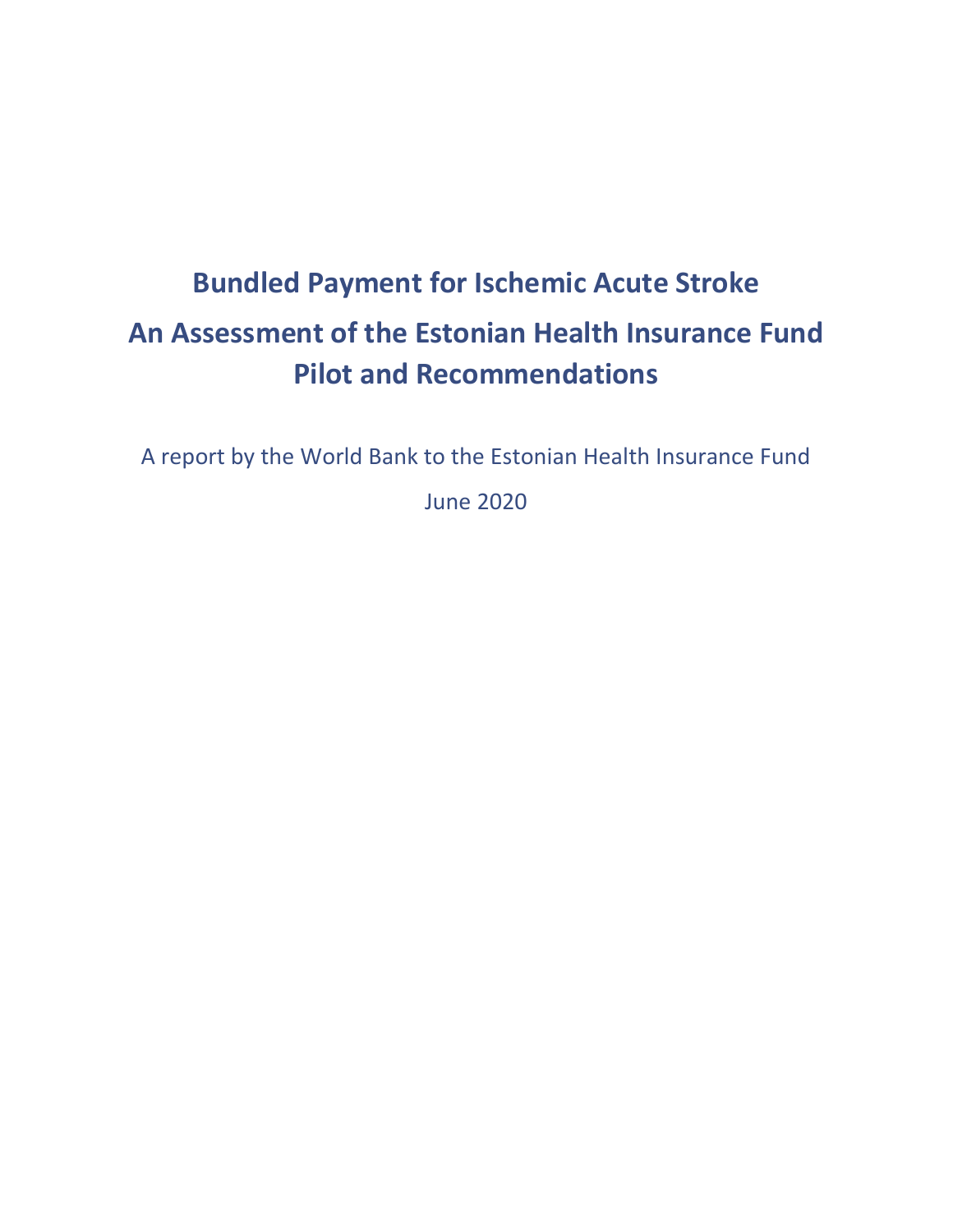# Bundled Payment for Ischemic Acute Stroke

# An Assessment of the Estonian Health Insurance Fund Pilot and Recommendations

A report by the World Bank to the Estonian Health Insurance Fund

June 2020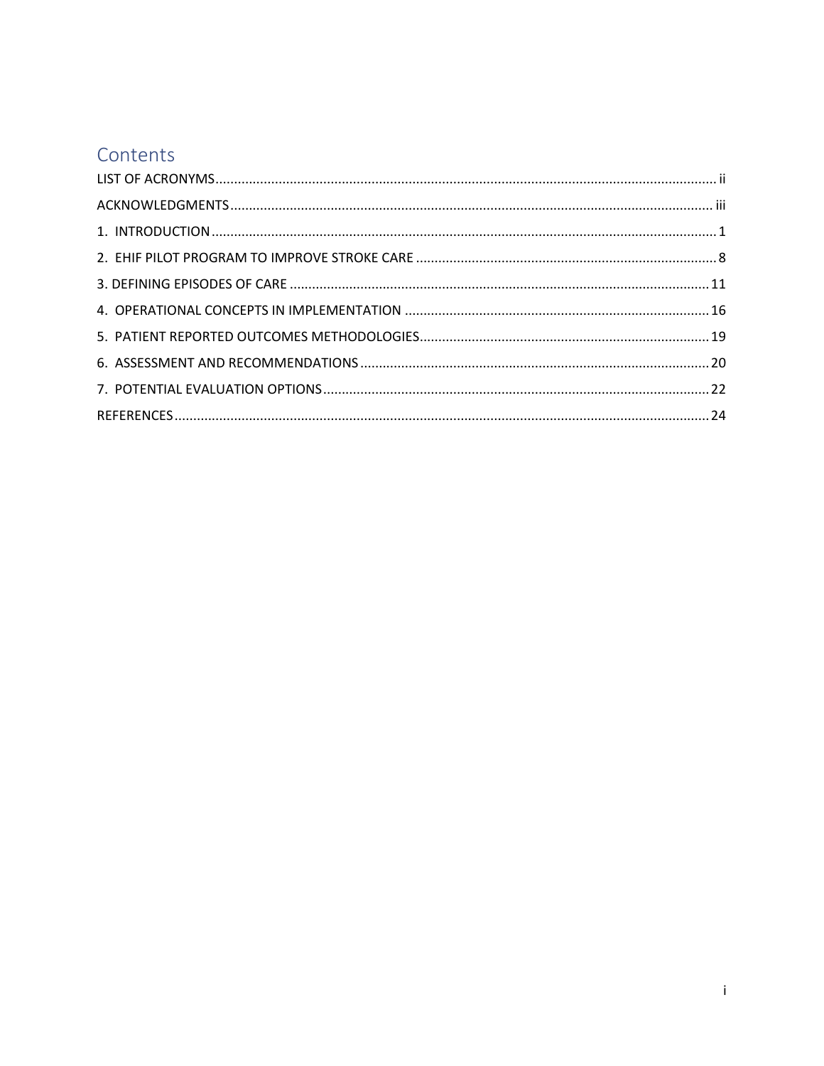# Contents

LIST OF ACRONYMS ....... ii

ACKNOWLEDGMENTS ....... iii

1. INTRODUCTION ....... 1

2. EHIF PILOT PROGRAM TO IMPROVE STROKE CARE ....... 8

3. DEFINING EPISODES OF CARE ....... 11

4. OPERATIONAL CONCEPTS IN IMPLEMENTATION ....... 16

5. PATIENT REPORTED OUTCOMES METHODOLOGIES ....... 19

6. ASSESSMENT AND RECOMMENDATIONS ....... 20

7. POTENTIAL EVALUATION OPTIONS ....... 22

REFERENCES ....... 24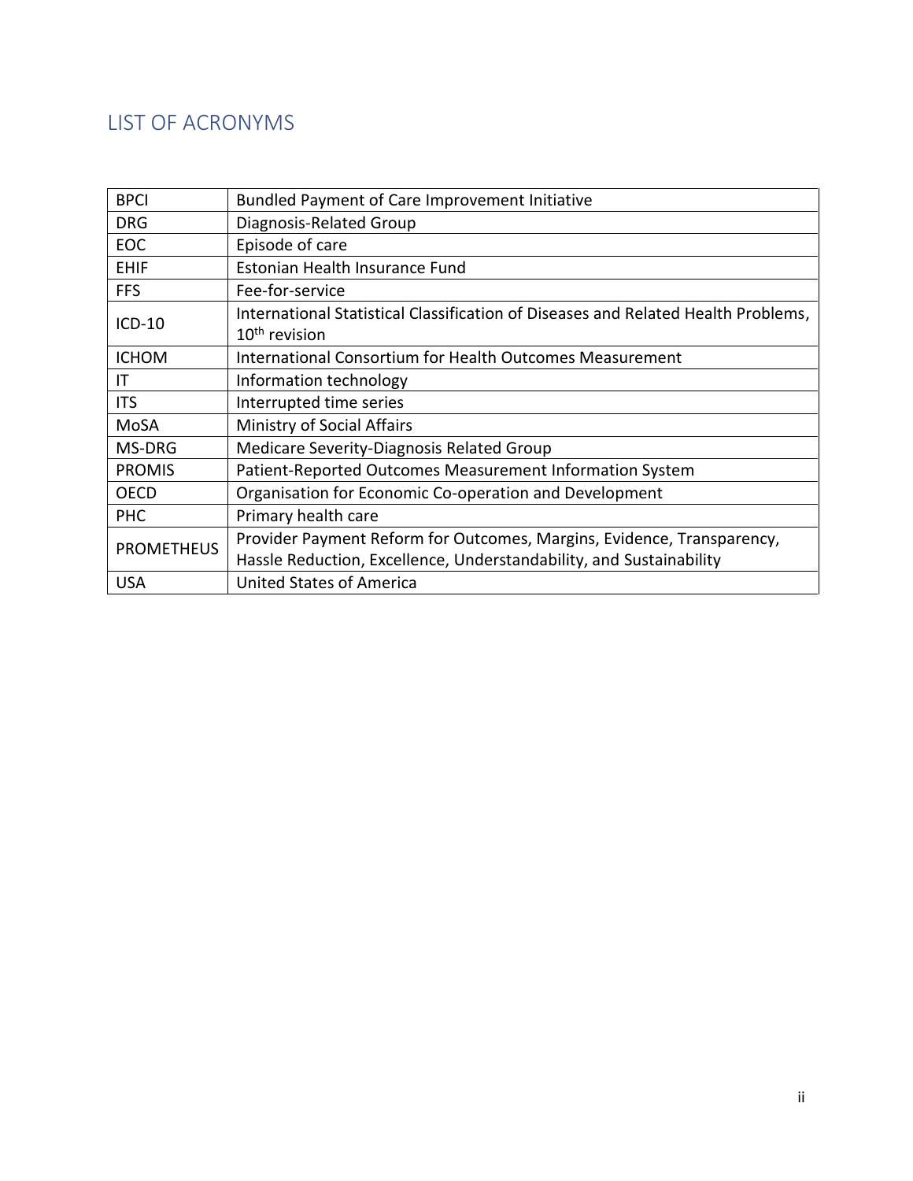# LIST OF ACRONYMS

| | |
|---|---|
| BPCI | Bundled Payment of Care Improvement Initiative |
| DRG | Diagnosis-Related Group |
| EOC | Episode of care |
| EHIF | Estonian Health Insurance Fund |
| FFS | Fee-for-service |
| ICD-10 | International Statistical Classification of Diseases and Related Health Problems, 10th revision |
| ICHOM | International Consortium for Health Outcomes Measurement |
| IT | Information technology |
| ITS | Interrupted time series |
| MoSA | Ministry of Social Affairs |
| MS-DRG | Medicare Severity-Diagnosis Related Group |
| PROMIS | Patient-Reported Outcomes Measurement Information System |
| OECD | Organisation for Economic Co-operation and Development |
| PHC | Primary health care |
| PROMETHEUS | Provider Payment Reform for Outcomes, Margins, Evidence, Transparency, Hassle Reduction, Excellence, Understandability, and Sustainability |
| USA | United States of America |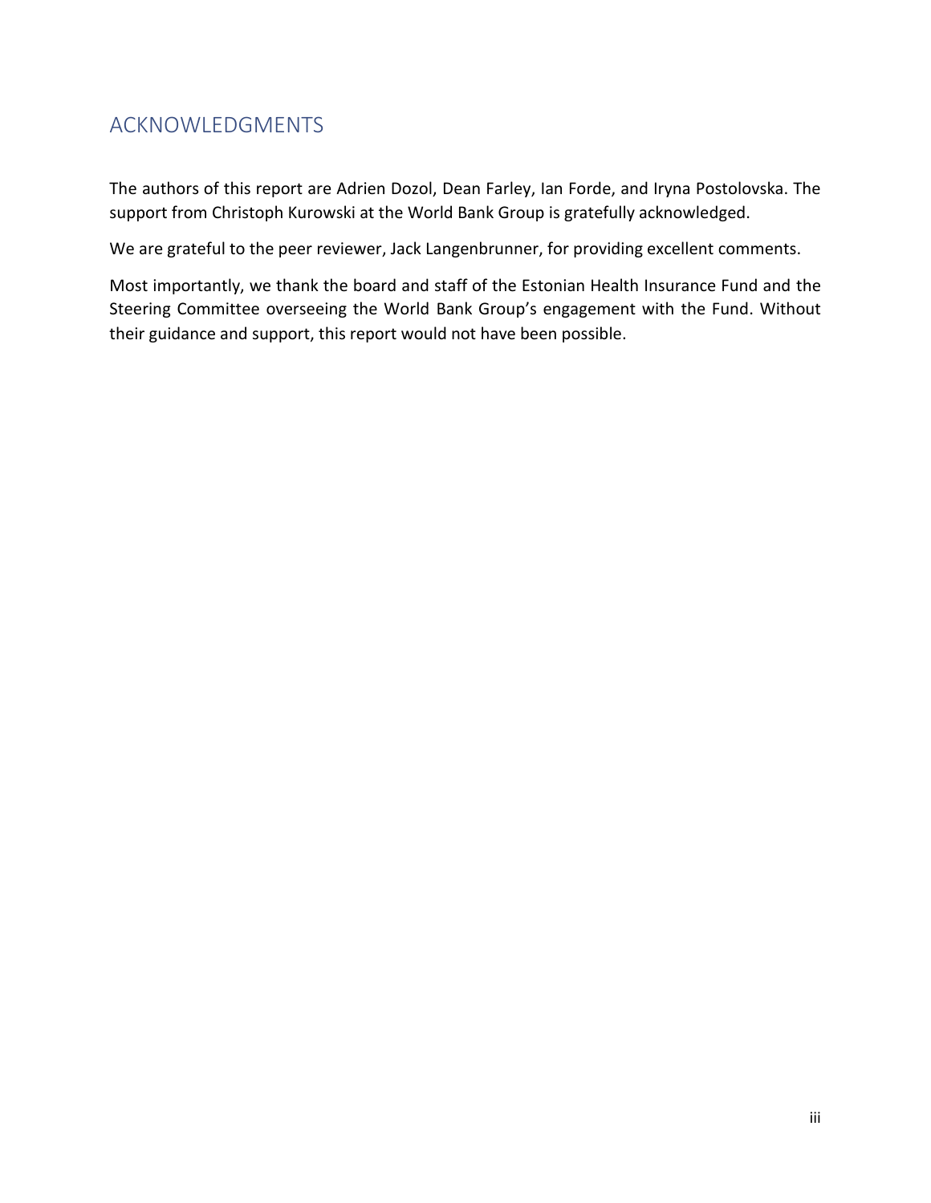## ACKNOWLEDGMENTS

The authors of this report are Adrien Dozol, Dean Farley, Ian Forde, and Iryna Postolovska. The support from Christoph Kurowski at the World Bank Group is gratefully acknowledged.

We are grateful to the peer reviewer, Jack Langenbrunner, for providing excellent comments.

Most importantly, we thank the board and staff of the Estonian Health Insurance Fund and the Steering Committee overseeing the World Bank Group's engagement with the Fund. Without their guidance and support, this report would not have been possible.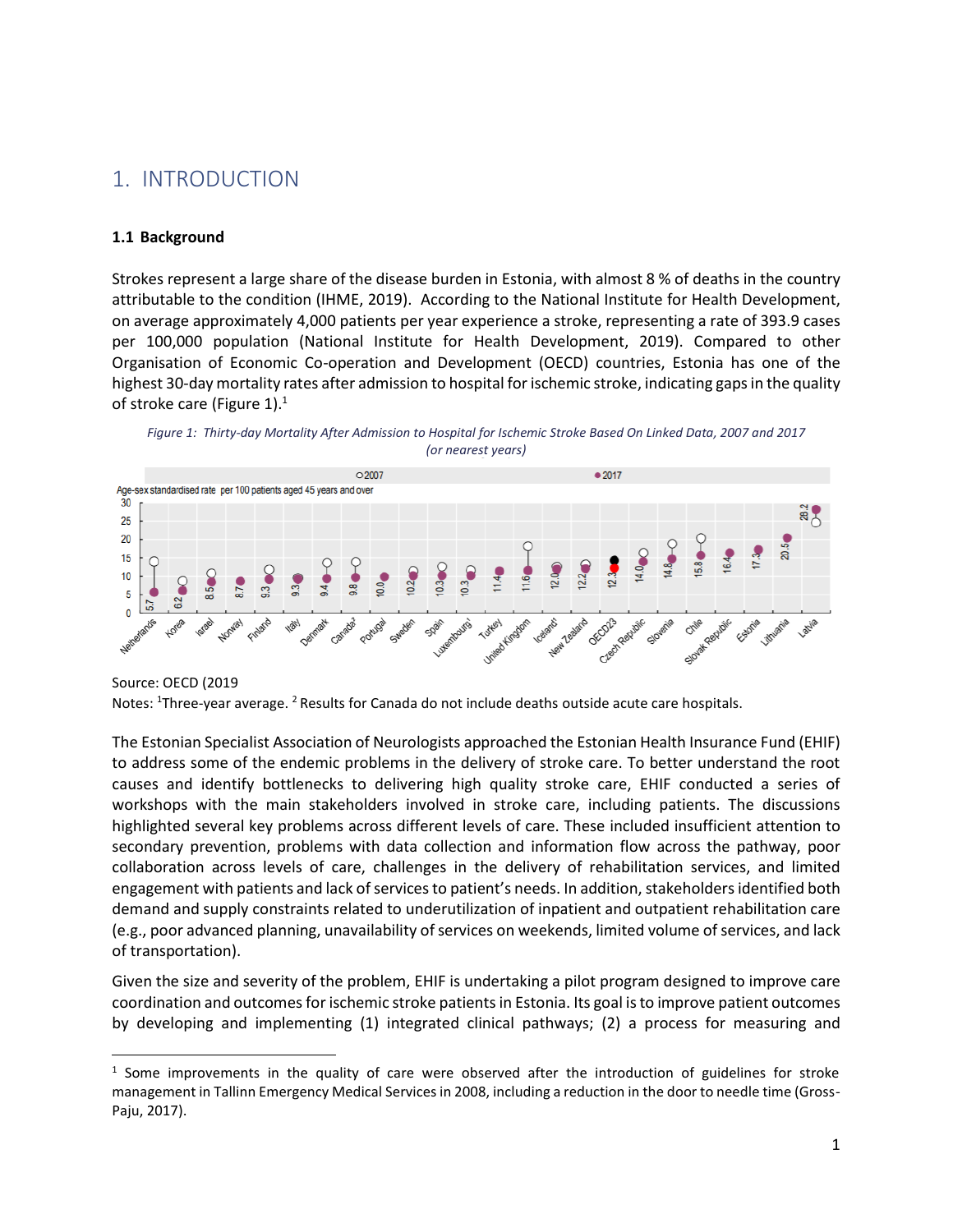# 1. INTRODUCTION

## 1.1 Background

Strokes represent a large share of the disease burden in Estonia, with almost 8 % of deaths in the country attributable to the condition (IHME, 2019). According to the National Institute for Health Development, on average approximately 4,000 patients per year experience a stroke, representing a rate of 393.9 cases per 100,000 population (National Institute for Health Development, 2019). Compared to other Organisation of Economic Co-operation and Development (OECD) countries, Estonia has one of the highest 30-day mortality rates after admission to hospital for ischemic stroke, indicating gaps in the quality of stroke care (Figure 1).[1]

*Figure 1: Thirty-day Mortality After Admission to Hospital for Ischemic Stroke Based On Linked Data, 2007 and 2017 (or nearest years)*

Source: OECD (2019

Notes: [1]Three-year average. [2] Results for Canada do not include deaths outside acute care hospitals.

The Estonian Specialist Association of Neurologists approached the Estonian Health Insurance Fund (EHIF) to address some of the endemic problems in the delivery of stroke care. To better understand the root causes and identify bottlenecks to delivering high quality stroke care, EHIF conducted a series of workshops with the main stakeholders involved in stroke care, including patients. The discussions highlighted several key problems across different levels of care. These included insufficient attention to secondary prevention, problems with data collection and information flow across the pathway, poor collaboration across levels of care, challenges in the delivery of rehabilitation services, and limited engagement with patients and lack of services to patient's needs. In addition, stakeholders identified both demand and supply constraints related to underutilization of inpatient and outpatient rehabilitation care (e.g., poor advanced planning, unavailability of services on weekends, limited volume of services, and lack of transportation).

Given the size and severity of the problem, EHIF is undertaking a pilot program designed to improve care coordination and outcomes for ischemic stroke patients in Estonia. Its goal is to improve patient outcomes by developing and implementing (1) integrated clinical pathways; (2) a process for measuring and

---

[1] Some improvements in the quality of care were observed after the introduction of guidelines for stroke management in Tallinn Emergency Medical Services in 2008, including a reduction in the door to needle time (Gross-Paju, 2017).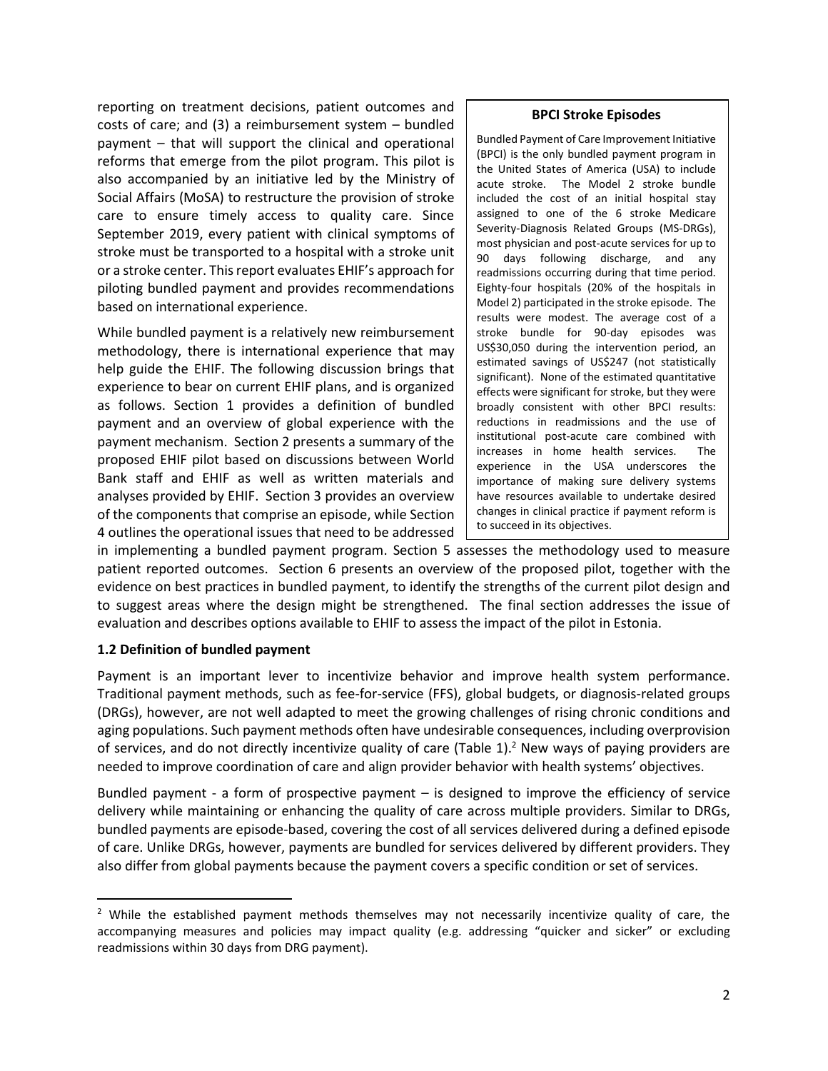reporting on treatment decisions, patient outcomes and costs of care; and (3) a reimbursement system – bundled payment – that will support the clinical and operational reforms that emerge from the pilot program. This pilot is also accompanied by an initiative led by the Ministry of Social Affairs (MoSA) to restructure the provision of stroke care to ensure timely access to quality care. Since September 2019, every patient with clinical symptoms of stroke must be transported to a hospital with a stroke unit or a stroke center. This report evaluates EHIF's approach for piloting bundled payment and provides recommendations based on international experience.

While bundled payment is a relatively new reimbursement methodology, there is international experience that may help guide the EHIF. The following discussion brings that experience to bear on current EHIF plans, and is organized as follows. Section 1 provides a definition of bundled payment and an overview of global experience with the payment mechanism. Section 2 presents a summary of the proposed EHIF pilot based on discussions between World Bank staff and EHIF as well as written materials and analyses provided by EHIF. Section 3 provides an overview of the components that comprise an episode, while Section 4 outlines the operational issues that need to be addressed in implementing a bundled payment program. Section 5 assesses the methodology used to measure patient reported outcomes. Section 6 presents an overview of the proposed pilot, together with the evidence on best practices in bundled payment, to identify the strengths of the current pilot design and to suggest areas where the design might be strengthened. The final section addresses the issue of evaluation and describes options available to EHIF to assess the impact of the pilot in Estonia.

> **BPCI Stroke Episodes**
>
> Bundled Payment of Care Improvement Initiative (BPCI) is the only bundled payment program in the United States of America (USA) to include acute stroke. The Model 2 stroke bundle included the cost of an initial hospital stay assigned to one of the 6 stroke Medicare Severity-Diagnosis Related Groups (MS-DRGs), most physician and post-acute services for up to 90 days following discharge, and any readmissions occurring during that time period. Eighty-four hospitals (20% of the hospitals in Model 2) participated in the stroke episode. The results were modest. The average cost of a stroke bundle for 90-day episodes was US$30,050 during the intervention period, an estimated savings of US$247 (not statistically significant). None of the estimated quantitative effects were significant for stroke, but they were broadly consistent with other BPCI results: reductions in readmissions and the use of institutional post-acute care combined with increases in home health services. The experience in the USA underscores the importance of making sure delivery systems have resources available to undertake desired changes in clinical practice if payment reform is to succeed in its objectives.

### 1.2 Definition of bundled payment

Payment is an important lever to incentivize behavior and improve health system performance. Traditional payment methods, such as fee-for-service (FFS), global budgets, or diagnosis-related groups (DRGs), however, are not well adapted to meet the growing challenges of rising chronic conditions and aging populations. Such payment methods often have undesirable consequences, including overprovision of services, and do not directly incentivize quality of care (Table 1).[2] New ways of paying providers are needed to improve coordination of care and align provider behavior with health systems' objectives.

Bundled payment - a form of prospective payment – is designed to improve the efficiency of service delivery while maintaining or enhancing the quality of care across multiple providers. Similar to DRGs, bundled payments are episode-based, covering the cost of all services delivered during a defined episode of care. Unlike DRGs, however, payments are bundled for services delivered by different providers. They also differ from global payments because the payment covers a specific condition or set of services.

[2] While the established payment methods themselves may not necessarily incentivize quality of care, the accompanying measures and policies may impact quality (e.g. addressing "quicker and sicker" or excluding readmissions within 30 days from DRG payment).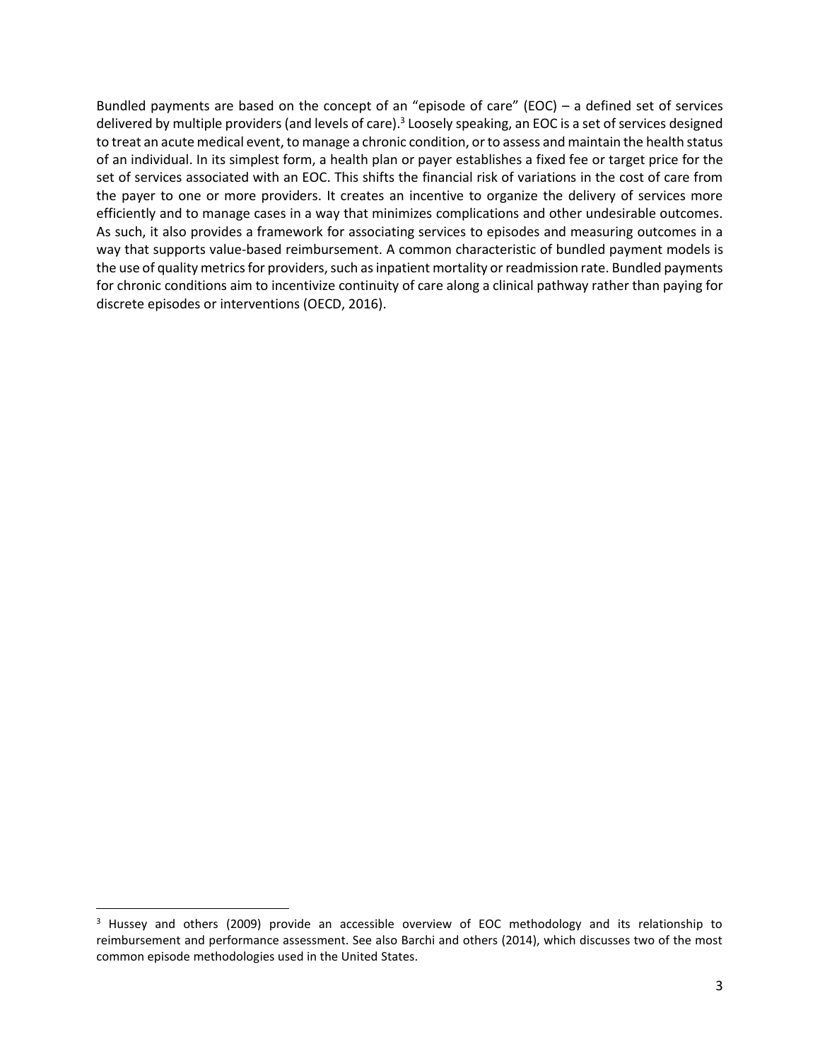Bundled payments are based on the concept of an "episode of care" (EOC) – a defined set of services delivered by multiple providers (and levels of care).[3] Loosely speaking, an EOC is a set of services designed to treat an acute medical event, to manage a chronic condition, or to assess and maintain the health status of an individual. In its simplest form, a health plan or payer establishes a fixed fee or target price for the set of services associated with an EOC. This shifts the financial risk of variations in the cost of care from the payer to one or more providers. It creates an incentive to organize the delivery of services more efficiently and to manage cases in a way that minimizes complications and other undesirable outcomes. As such, it also provides a framework for associating services to episodes and measuring outcomes in a way that supports value-based reimbursement. A common characteristic of bundled payment models is the use of quality metrics for providers, such as inpatient mortality or readmission rate. Bundled payments for chronic conditions aim to incentivize continuity of care along a clinical pathway rather than paying for discrete episodes or interventions (OECD, 2016).

[3] Hussey and others (2009) provide an accessible overview of EOC methodology and its relationship to reimbursement and performance assessment. See also Barchi and others (2014), which discusses two of the most common episode methodologies used in the United States.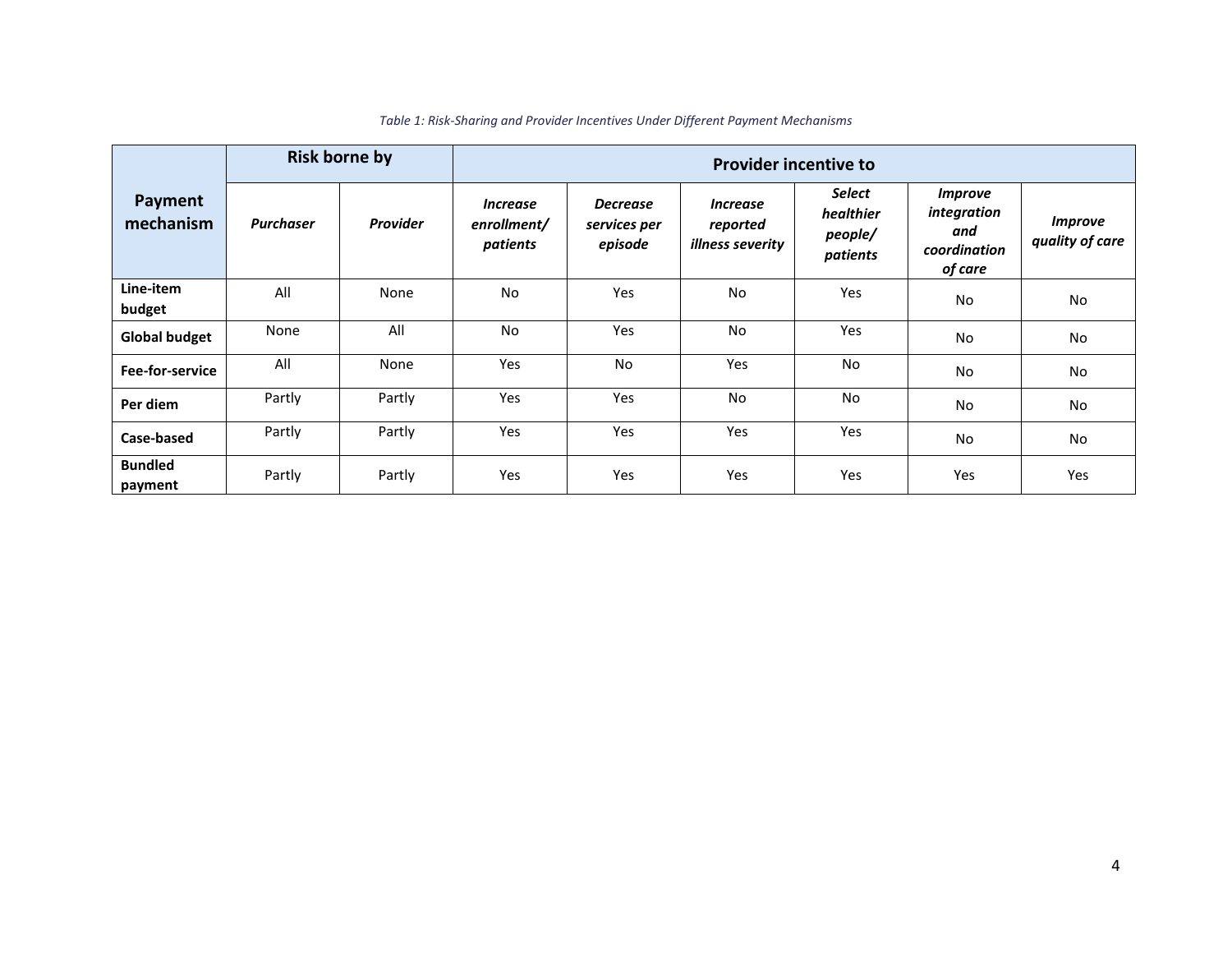*Table 1: Risk-Sharing and Provider Incentives Under Different Payment Mechanisms*

| Payment mechanism | Risk borne by | | Provider incentive to | | | | | |
|---|---|---|---|---|---|---|---|---|
| | ***Purchaser*** | ***Provider*** | ***Increase enrollment/ patients*** | ***Decrease services per episode*** | ***Increase reported illness severity*** | ***Select healthier people/ patients*** | ***Improve integration and coordination of care*** | ***Improve quality of care*** |
| **Line-item budget** | All | None | No | Yes | No | Yes | No | No |
| **Global budget** | None | All | No | Yes | No | Yes | No | No |
| **Fee-for-service** | All | None | Yes | No | Yes | No | No | No |
| **Per diem** | Partly | Partly | Yes | Yes | No | No | No | No |
| **Case-based** | Partly | Partly | Yes | Yes | Yes | Yes | No | No |
| **Bundled payment** | Partly | Partly | Yes | Yes | Yes | Yes | Yes | Yes |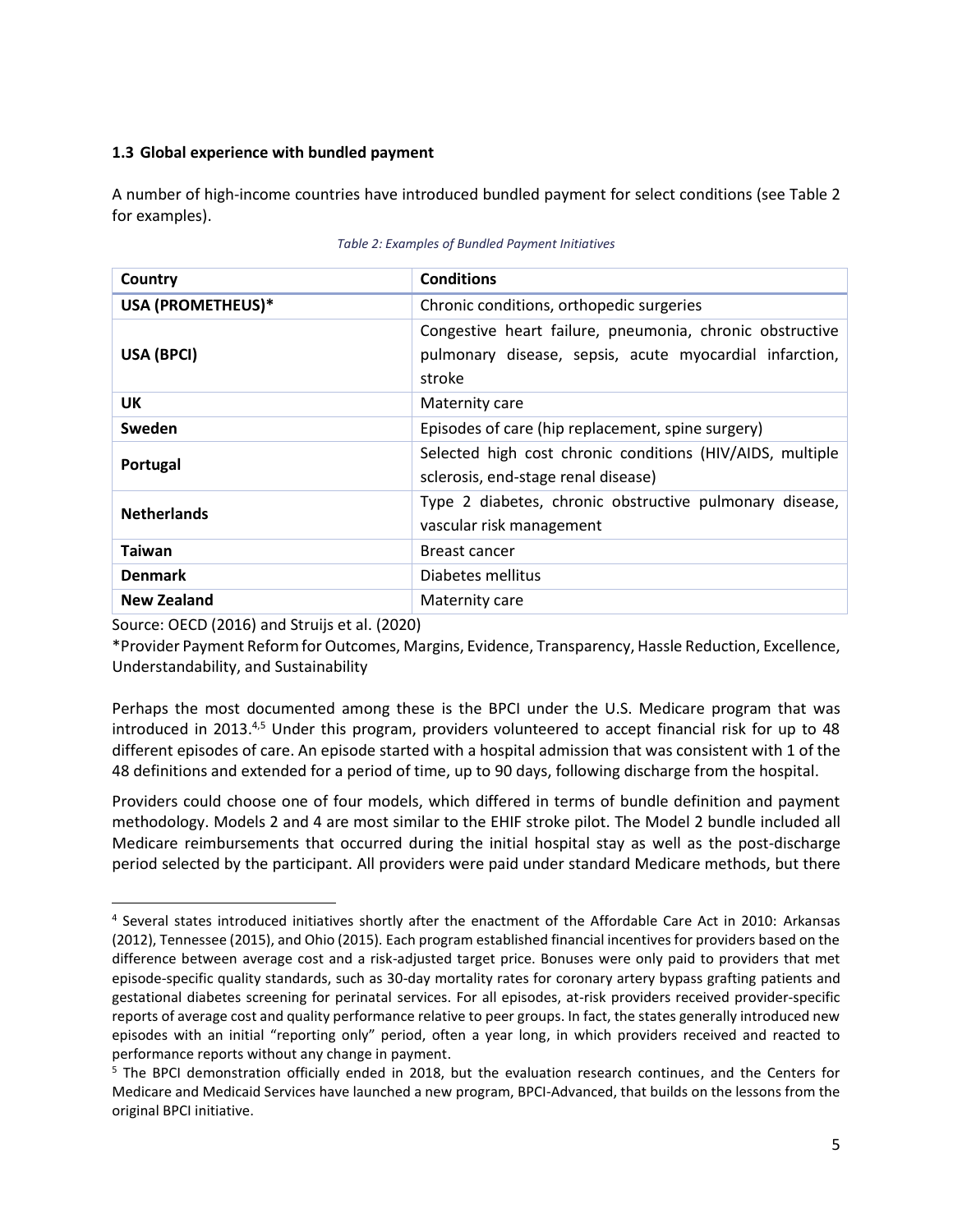### 1.3 Global experience with bundled payment

A number of high-income countries have introduced bundled payment for select conditions (see Table 2 for examples).

*Table 2: Examples of Bundled Payment Initiatives*

| Country | Conditions |
|---|---|
| **USA (PROMETHEUS)*** | Chronic conditions, orthopedic surgeries |
| **USA (BPCI)** | Congestive heart failure, pneumonia, chronic obstructive pulmonary disease, sepsis, acute myocardial infarction, stroke |
| **UK** | Maternity care |
| **Sweden** | Episodes of care (hip replacement, spine surgery) |
| **Portugal** | Selected high cost chronic conditions (HIV/AIDS, multiple sclerosis, end-stage renal disease) |
| **Netherlands** | Type 2 diabetes, chronic obstructive pulmonary disease, vascular risk management |
| **Taiwan** | Breast cancer |
| **Denmark** | Diabetes mellitus |
| **New Zealand** | Maternity care |

Source: OECD (2016) and Struijs et al. (2020)

*Provider Payment Reform for Outcomes, Margins, Evidence, Transparency, Hassle Reduction, Excellence, Understandability, and Sustainability

Perhaps the most documented among these is the BPCI under the U.S. Medicare program that was introduced in 2013.[4,5] Under this program, providers volunteered to accept financial risk for up to 48 different episodes of care. An episode started with a hospital admission that was consistent with 1 of the 48 definitions and extended for a period of time, up to 90 days, following discharge from the hospital.

Providers could choose one of four models, which differed in terms of bundle definition and payment methodology. Models 2 and 4 are most similar to the EHIF stroke pilot. The Model 2 bundle included all Medicare reimbursements that occurred during the initial hospital stay as well as the post-discharge period selected by the participant. All providers were paid under standard Medicare methods, but there

---

[4] Several states introduced initiatives shortly after the enactment of the Affordable Care Act in 2010: Arkansas (2012), Tennessee (2015), and Ohio (2015). Each program established financial incentives for providers based on the difference between average cost and a risk-adjusted target price. Bonuses were only paid to providers that met episode-specific quality standards, such as 30-day mortality rates for coronary artery bypass grafting patients and gestational diabetes screening for perinatal services. For all episodes, at-risk providers received provider-specific reports of average cost and quality performance relative to peer groups. In fact, the states generally introduced new episodes with an initial "reporting only" period, often a year long, in which providers received and reacted to performance reports without any change in payment.

[5] The BPCI demonstration officially ended in 2018, but the evaluation research continues, and the Centers for Medicare and Medicaid Services have launched a new program, BPCI-Advanced, that builds on the lessons from the original BPCI initiative.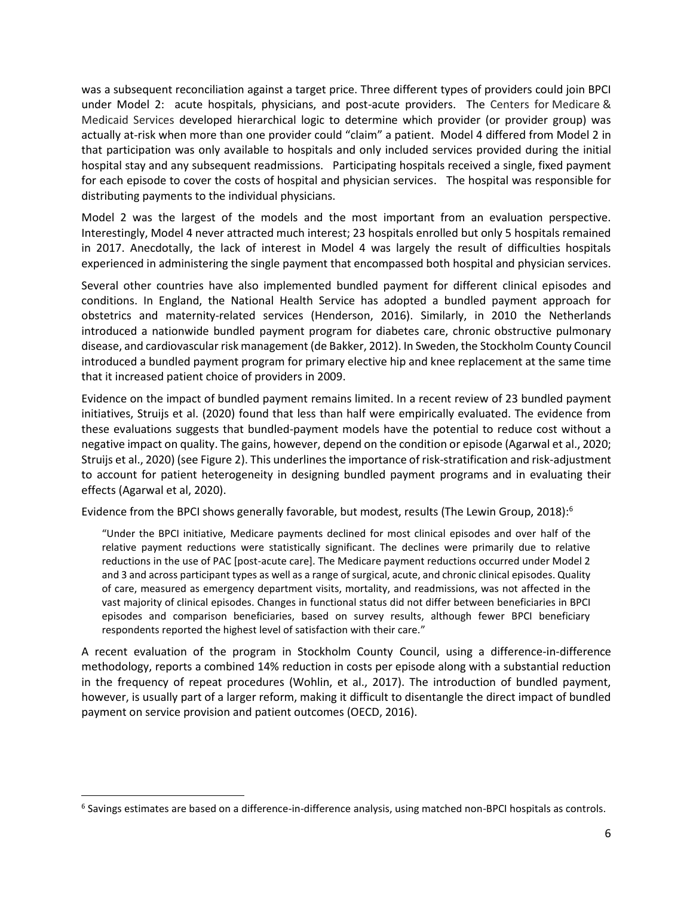was a subsequent reconciliation against a target price. Three different types of providers could join BPCI under Model 2: acute hospitals, physicians, and post-acute providers. The Centers for Medicare & Medicaid Services developed hierarchical logic to determine which provider (or provider group) was actually at-risk when more than one provider could "claim" a patient. Model 4 differed from Model 2 in that participation was only available to hospitals and only included services provided during the initial hospital stay and any subsequent readmissions. Participating hospitals received a single, fixed payment for each episode to cover the costs of hospital and physician services. The hospital was responsible for distributing payments to the individual physicians.

Model 2 was the largest of the models and the most important from an evaluation perspective. Interestingly, Model 4 never attracted much interest; 23 hospitals enrolled but only 5 hospitals remained in 2017. Anecdotally, the lack of interest in Model 4 was largely the result of difficulties hospitals experienced in administering the single payment that encompassed both hospital and physician services.

Several other countries have also implemented bundled payment for different clinical episodes and conditions. In England, the National Health Service has adopted a bundled payment approach for obstetrics and maternity-related services (Henderson, 2016). Similarly, in 2010 the Netherlands introduced a nationwide bundled payment program for diabetes care, chronic obstructive pulmonary disease, and cardiovascular risk management (de Bakker, 2012). In Sweden, the Stockholm County Council introduced a bundled payment program for primary elective hip and knee replacement at the same time that it increased patient choice of providers in 2009.

Evidence on the impact of bundled payment remains limited. In a recent review of 23 bundled payment initiatives, Struijs et al. (2020) found that less than half were empirically evaluated. The evidence from these evaluations suggests that bundled-payment models have the potential to reduce cost without a negative impact on quality. The gains, however, depend on the condition or episode (Agarwal et al., 2020; Struijs et al., 2020) (see Figure 2). This underlines the importance of risk-stratification and risk-adjustment to account for patient heterogeneity in designing bundled payment programs and in evaluating their effects (Agarwal et al, 2020).

Evidence from the BPCI shows generally favorable, but modest, results (The Lewin Group, 2018):[6]

> "Under the BPCI initiative, Medicare payments declined for most clinical episodes and over half of the relative payment reductions were statistically significant. The declines were primarily due to relative reductions in the use of PAC [post-acute care]. The Medicare payment reductions occurred under Model 2 and 3 and across participant types as well as a range of surgical, acute, and chronic clinical episodes. Quality of care, measured as emergency department visits, mortality, and readmissions, was not affected in the vast majority of clinical episodes. Changes in functional status did not differ between beneficiaries in BPCI episodes and comparison beneficiaries, based on survey results, although fewer BPCI beneficiary respondents reported the highest level of satisfaction with their care."

A recent evaluation of the program in Stockholm County Council, using a difference-in-difference methodology, reports a combined 14% reduction in costs per episode along with a substantial reduction in the frequency of repeat procedures (Wohlin, et al., 2017). The introduction of bundled payment, however, is usually part of a larger reform, making it difficult to disentangle the direct impact of bundled payment on service provision and patient outcomes (OECD, 2016).

[6] Savings estimates are based on a difference-in-difference analysis, using matched non-BPCI hospitals as controls.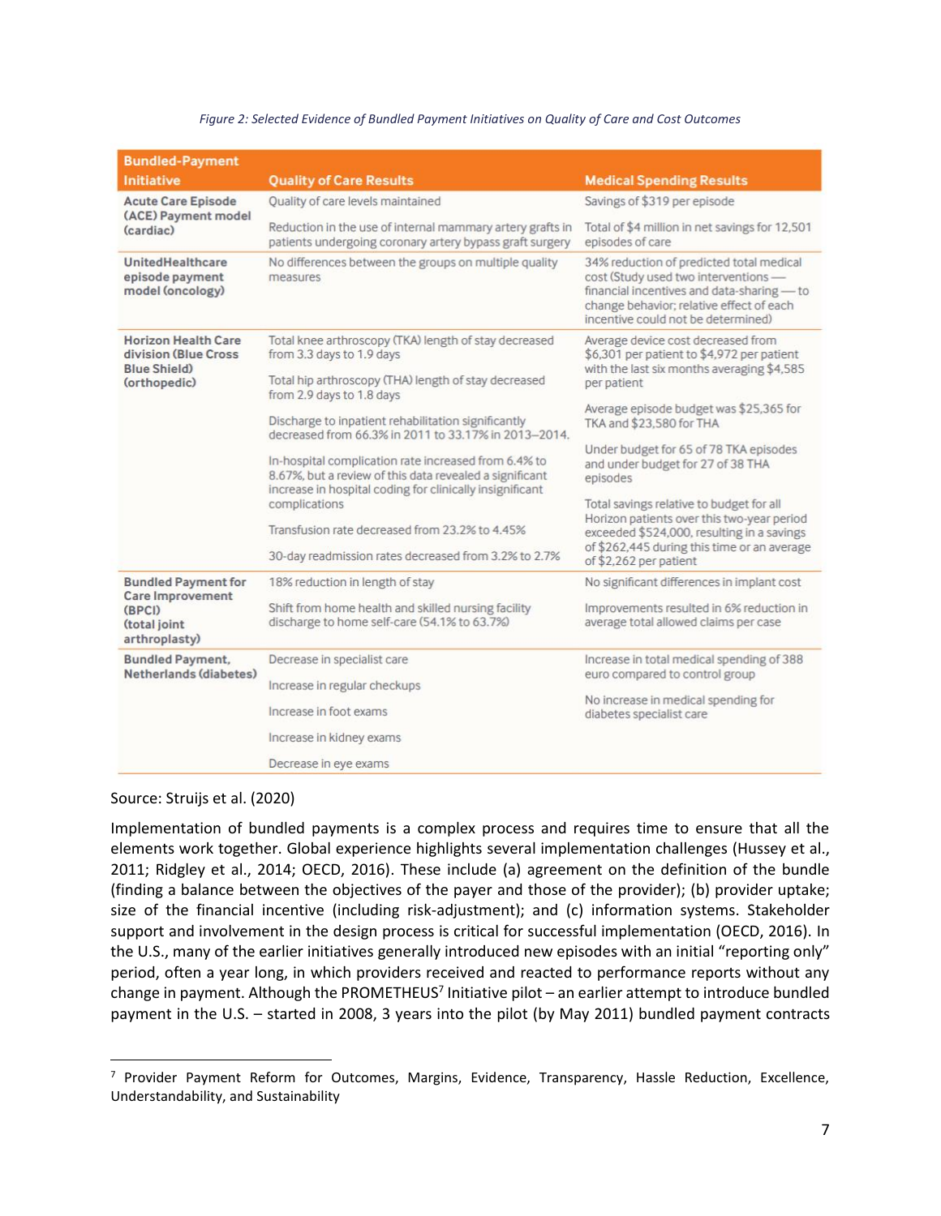*Figure 2: Selected Evidence of Bundled Payment Initiatives on Quality of Care and Cost Outcomes*

| Bundled-Payment Initiative | Quality of Care Results | Medical Spending Results |
|---|---|---|
| **Acute Care Episode (ACE) Payment model (cardiac)** | Quality of care levels maintained | Savings of $319 per episode |
| | Reduction in the use of internal mammary artery grafts in patients undergoing coronary artery bypass graft surgery | Total of $4 million in net savings for 12,501 episodes of care |
| **UnitedHealthcare episode payment model (oncology)** | No differences between the groups on multiple quality measures | 34% reduction of predicted total medical cost (Study used two interventions — financial incentives and data-sharing — to change behavior; relative effect of each incentive could not be determined) |
| **Horizon Health Care division (Blue Cross Blue Shield) (orthopedic)** | Total knee arthroscopy (TKA) length of stay decreased from 3.3 days to 1.9 days | Average device cost decreased from $6,301 per patient to $4,972 per patient with the last six months averaging $4,585 per patient |
| | Total hip arthroscopy (THA) length of stay decreased from 2.9 days to 1.8 days | Average episode budget was $25,365 for TKA and $23,580 for THA |
| | Discharge to inpatient rehabilitation significantly decreased from 66.3% in 2011 to 33.17% in 2013–2014. | Under budget for 65 of 78 TKA episodes and under budget for 27 of 38 THA episodes |
| | In-hospital complication rate increased from 6.4% to 8.67%, but a review of this data revealed a significant increase in hospital coding for clinically insignificant complications | Total savings relative to budget for all Horizon patients over this two-year period exceeded $524,000, resulting in a savings of $262,445 during this time or an average of $2,262 per patient |
| | Transfusion rate decreased from 23.2% to 4.45% | |
| | 30-day readmission rates decreased from 3.2% to 2.7% | |
| **Bundled Payment for Care Improvement (BPCI) (total joint arthroplasty)** | 18% reduction in length of stay | No significant differences in implant cost |
| | Shift from home health and skilled nursing facility discharge to home self-care (54.1% to 63.7%) | Improvements resulted in 6% reduction in average total allowed claims per case |
| **Bundled Payment, Netherlands (diabetes)** | Decrease in specialist care | Increase in total medical spending of 388 euro compared to control group |
| | Increase in regular checkups | No increase in medical spending for diabetes specialist care |
| | Increase in foot exams | |
| | Increase in kidney exams | |
| | Decrease in eye exams | |

Source: Struijs et al. (2020)

Implementation of bundled payments is a complex process and requires time to ensure that all the elements work together. Global experience highlights several implementation challenges (Hussey et al., 2011; Ridgley et al., 2014; OECD, 2016). These include (a) agreement on the definition of the bundle (finding a balance between the objectives of the payer and those of the provider); (b) provider uptake; size of the financial incentive (including risk-adjustment); and (c) information systems. Stakeholder support and involvement in the design process is critical for successful implementation (OECD, 2016). In the U.S., many of the earlier initiatives generally introduced new episodes with an initial "reporting only" period, often a year long, in which providers received and reacted to performance reports without any change in payment. Although the PROMETHEUS[7] Initiative pilot – an earlier attempt to introduce bundled payment in the U.S. – started in 2008, 3 years into the pilot (by May 2011) bundled payment contracts

[7] Provider Payment Reform for Outcomes, Margins, Evidence, Transparency, Hassle Reduction, Excellence, Understandability, and Sustainability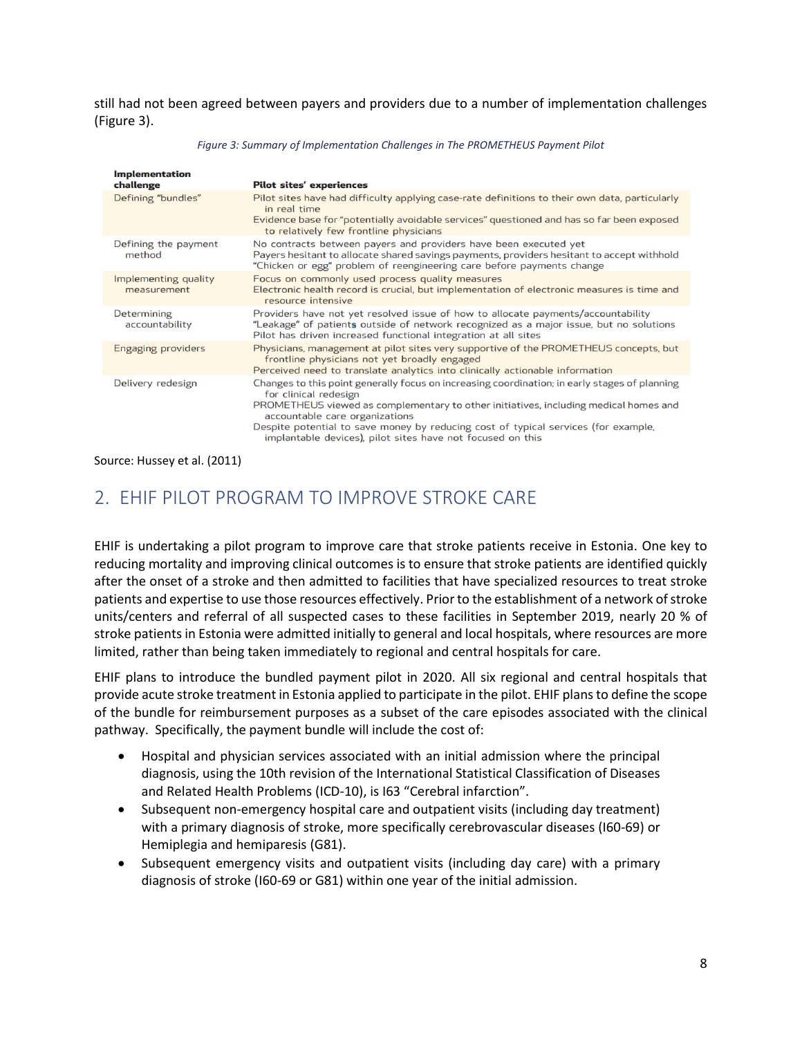still had not been agreed between payers and providers due to a number of implementation challenges (Figure 3).

*Figure 3: Summary of Implementation Challenges in The PROMETHEUS Payment Pilot*

| Implementation challenge | Pilot sites' experiences |
|---|---|
| Defining "bundles" | Pilot sites have had difficulty applying case-rate definitions to their own data, particularly in real time<br>Evidence base for "potentially avoidable services" questioned and has so far been exposed to relatively few frontline physicians |
| Defining the payment method | No contracts between payers and providers have been executed yet<br>Payers hesitant to allocate shared savings payments, providers hesitant to accept withhold<br>"Chicken or egg" problem of reengineering care before payments change |
| Implementing quality measurement | Focus on commonly used process quality measures<br>Electronic health record is crucial, but implementation of electronic measures is time and resource intensive |
| Determining accountability | Providers have not yet resolved issue of how to allocate payments/accountability<br>"Leakage" of patients outside of network recognized as a major issue, but no solutions<br>Pilot has driven increased functional integration at all sites |
| Engaging providers | Physicians, management at pilot sites very supportive of the PROMETHEUS concepts, but frontline physicians not yet broadly engaged<br>Perceived need to translate analytics into clinically actionable information |
| Delivery redesign | Changes to this point generally focus on increasing coordination; in early stages of planning for clinical redesign<br>PROMETHEUS viewed as complementary to other initiatives, including medical homes and accountable care organizations<br>Despite potential to save money by reducing cost of typical services (for example, implantable devices), pilot sites have not focused on this |

Source: Hussey et al. (2011)

## 2. EHIF PILOT PROGRAM TO IMPROVE STROKE CARE

EHIF is undertaking a pilot program to improve care that stroke patients receive in Estonia. One key to reducing mortality and improving clinical outcomes is to ensure that stroke patients are identified quickly after the onset of a stroke and then admitted to facilities that have specialized resources to treat stroke patients and expertise to use those resources effectively. Prior to the establishment of a network of stroke units/centers and referral of all suspected cases to these facilities in September 2019, nearly 20 % of stroke patients in Estonia were admitted initially to general and local hospitals, where resources are more limited, rather than being taken immediately to regional and central hospitals for care.

EHIF plans to introduce the bundled payment pilot in 2020. All six regional and central hospitals that provide acute stroke treatment in Estonia applied to participate in the pilot. EHIF plans to define the scope of the bundle for reimbursement purposes as a subset of the care episodes associated with the clinical pathway. Specifically, the payment bundle will include the cost of:

- Hospital and physician services associated with an initial admission where the principal diagnosis, using the 10th revision of the International Statistical Classification of Diseases and Related Health Problems (ICD-10), is I63 "Cerebral infarction".
- Subsequent non-emergency hospital care and outpatient visits (including day treatment) with a primary diagnosis of stroke, more specifically cerebrovascular diseases (I60-69) or Hemiplegia and hemiparesis (G81).
- Subsequent emergency visits and outpatient visits (including day care) with a primary diagnosis of stroke (I60-69 or G81) within one year of the initial admission.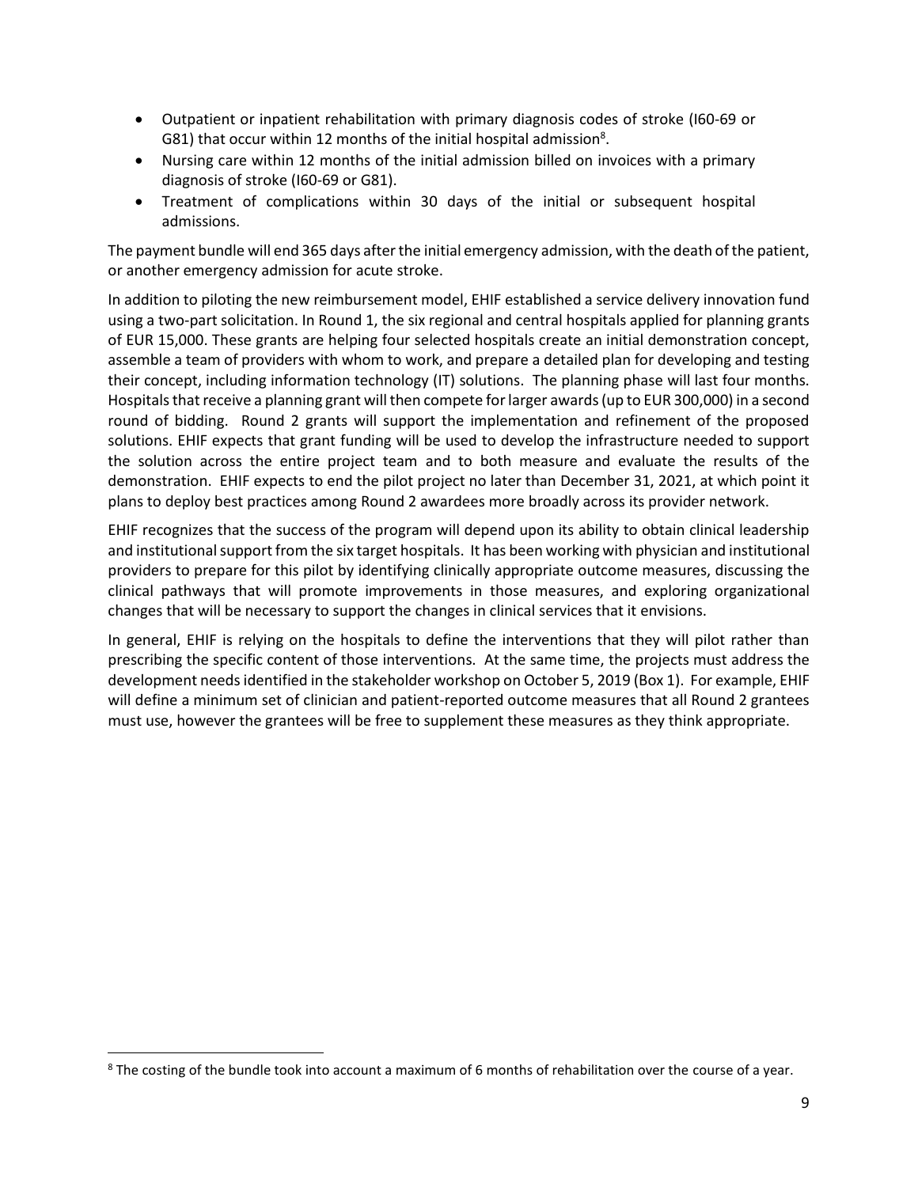- Outpatient or inpatient rehabilitation with primary diagnosis codes of stroke (I60-69 or G81) that occur within 12 months of the initial hospital admission[8].
- Nursing care within 12 months of the initial admission billed on invoices with a primary diagnosis of stroke (I60-69 or G81).
- Treatment of complications within 30 days of the initial or subsequent hospital admissions.

The payment bundle will end 365 days after the initial emergency admission, with the death of the patient, or another emergency admission for acute stroke.

In addition to piloting the new reimbursement model, EHIF established a service delivery innovation fund using a two-part solicitation. In Round 1, the six regional and central hospitals applied for planning grants of EUR 15,000. These grants are helping four selected hospitals create an initial demonstration concept, assemble a team of providers with whom to work, and prepare a detailed plan for developing and testing their concept, including information technology (IT) solutions. The planning phase will last four months. Hospitals that receive a planning grant will then compete for larger awards (up to EUR 300,000) in a second round of bidding. Round 2 grants will support the implementation and refinement of the proposed solutions. EHIF expects that grant funding will be used to develop the infrastructure needed to support the solution across the entire project team and to both measure and evaluate the results of the demonstration. EHIF expects to end the pilot project no later than December 31, 2021, at which point it plans to deploy best practices among Round 2 awardees more broadly across its provider network.

EHIF recognizes that the success of the program will depend upon its ability to obtain clinical leadership and institutional support from the six target hospitals. It has been working with physician and institutional providers to prepare for this pilot by identifying clinically appropriate outcome measures, discussing the clinical pathways that will promote improvements in those measures, and exploring organizational changes that will be necessary to support the changes in clinical services that it envisions.

In general, EHIF is relying on the hospitals to define the interventions that they will pilot rather than prescribing the specific content of those interventions. At the same time, the projects must address the development needs identified in the stakeholder workshop on October 5, 2019 (Box 1). For example, EHIF will define a minimum set of clinician and patient-reported outcome measures that all Round 2 grantees must use, however the grantees will be free to supplement these measures as they think appropriate.

[8] The costing of the bundle took into account a maximum of 6 months of rehabilitation over the course of a year.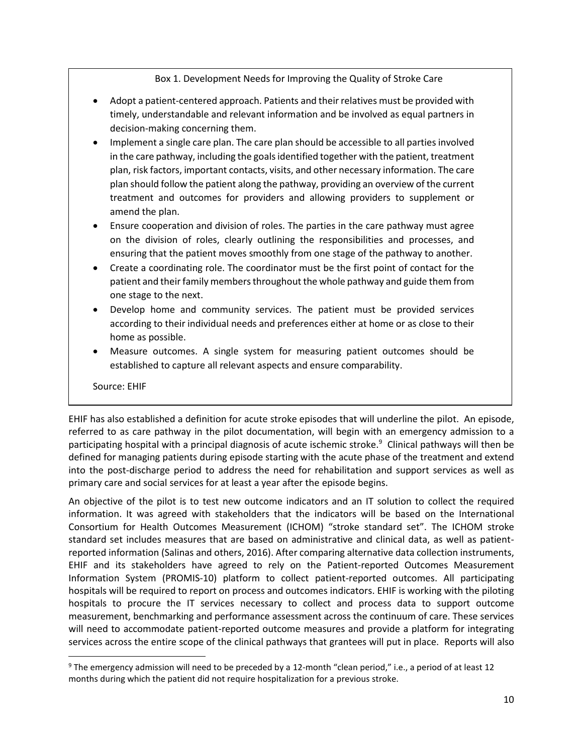Box 1. Development Needs for Improving the Quality of Stroke Care

- Adopt a patient-centered approach. Patients and their relatives must be provided with timely, understandable and relevant information and be involved as equal partners in decision-making concerning them.
- Implement a single care plan. The care plan should be accessible to all parties involved in the care pathway, including the goals identified together with the patient, treatment plan, risk factors, important contacts, visits, and other necessary information. The care plan should follow the patient along the pathway, providing an overview of the current treatment and outcomes for providers and allowing providers to supplement or amend the plan.
- Ensure cooperation and division of roles. The parties in the care pathway must agree on the division of roles, clearly outlining the responsibilities and processes, and ensuring that the patient moves smoothly from one stage of the pathway to another.
- Create a coordinating role. The coordinator must be the first point of contact for the patient and their family members throughout the whole pathway and guide them from one stage to the next.
- Develop home and community services. The patient must be provided services according to their individual needs and preferences either at home or as close to their home as possible.
- Measure outcomes. A single system for measuring patient outcomes should be established to capture all relevant aspects and ensure comparability.

Source: EHIF

EHIF has also established a definition for acute stroke episodes that will underline the pilot. An episode, referred to as care pathway in the pilot documentation, will begin with an emergency admission to a participating hospital with a principal diagnosis of acute ischemic stroke.[9] Clinical pathways will then be defined for managing patients during episode starting with the acute phase of the treatment and extend into the post-discharge period to address the need for rehabilitation and support services as well as primary care and social services for at least a year after the episode begins.

An objective of the pilot is to test new outcome indicators and an IT solution to collect the required information. It was agreed with stakeholders that the indicators will be based on the International Consortium for Health Outcomes Measurement (ICHOM) "stroke standard set". The ICHOM stroke standard set includes measures that are based on administrative and clinical data, as well as patient-reported information (Salinas and others, 2016). After comparing alternative data collection instruments, EHIF and its stakeholders have agreed to rely on the Patient-reported Outcomes Measurement Information System (PROMIS-10) platform to collect patient-reported outcomes. All participating hospitals will be required to report on process and outcomes indicators. EHIF is working with the piloting hospitals to procure the IT services necessary to collect and process data to support outcome measurement, benchmarking and performance assessment across the continuum of care. These services will need to accommodate patient-reported outcome measures and provide a platform for integrating services across the entire scope of the clinical pathways that grantees will put in place. Reports will also

[9] The emergency admission will need to be preceded by a 12-month "clean period," i.e., a period of at least 12 months during which the patient did not require hospitalization for a previous stroke.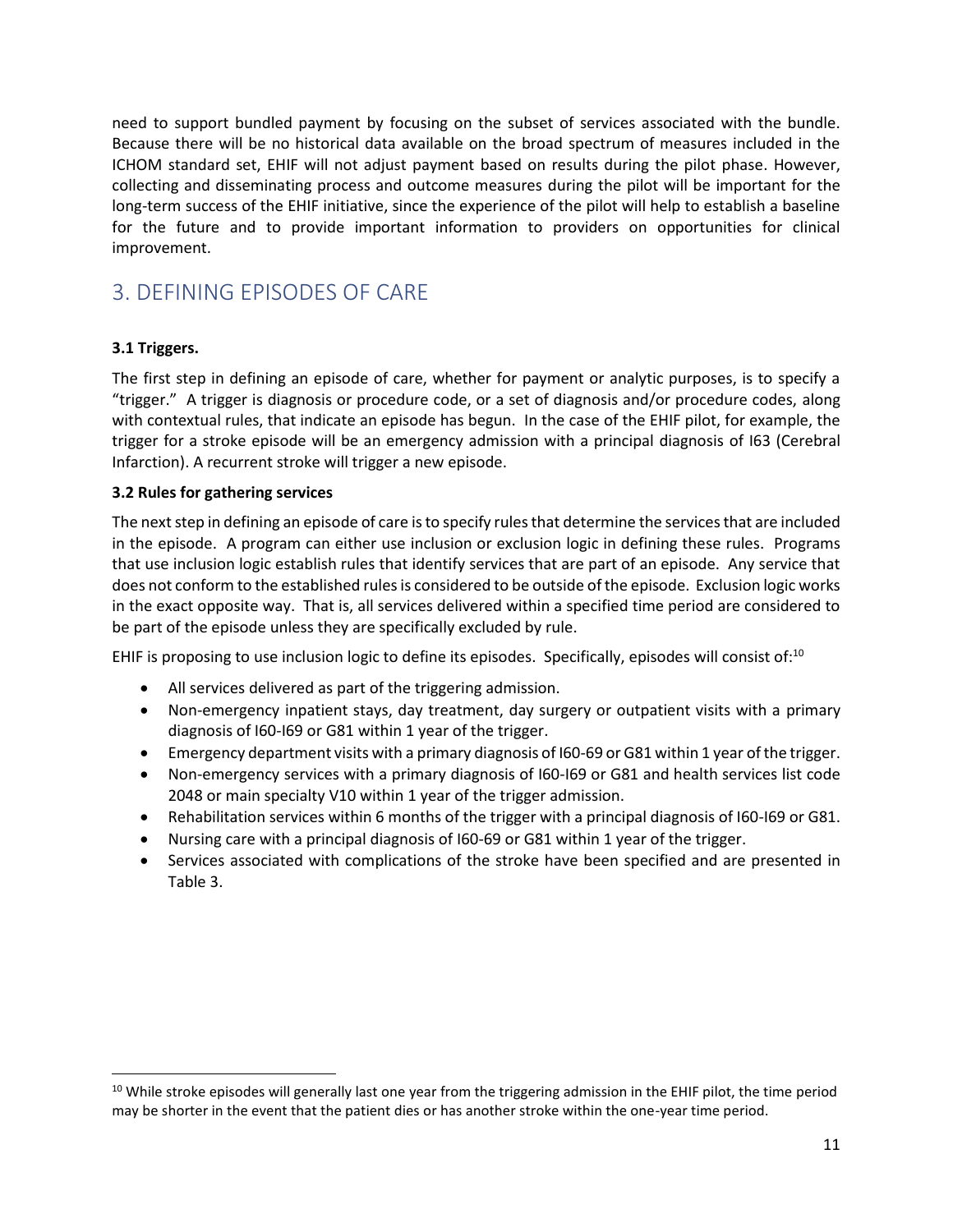need to support bundled payment by focusing on the subset of services associated with the bundle. Because there will be no historical data available on the broad spectrum of measures included in the ICHOM standard set, EHIF will not adjust payment based on results during the pilot phase. However, collecting and disseminating process and outcome measures during the pilot will be important for the long-term success of the EHIF initiative, since the experience of the pilot will help to establish a baseline for the future and to provide important information to providers on opportunities for clinical improvement.

## 3. DEFINING EPISODES OF CARE

**3.1 Triggers.**

The first step in defining an episode of care, whether for payment or analytic purposes, is to specify a "trigger." A trigger is diagnosis or procedure code, or a set of diagnosis and/or procedure codes, along with contextual rules, that indicate an episode has begun. In the case of the EHIF pilot, for example, the trigger for a stroke episode will be an emergency admission with a principal diagnosis of I63 (Cerebral Infarction). A recurrent stroke will trigger a new episode.

**3.2 Rules for gathering services**

The next step in defining an episode of care is to specify rules that determine the services that are included in the episode. A program can either use inclusion or exclusion logic in defining these rules. Programs that use inclusion logic establish rules that identify services that are part of an episode. Any service that does not conform to the established rules is considered to be outside of the episode. Exclusion logic works in the exact opposite way. That is, all services delivered within a specified time period are considered to be part of the episode unless they are specifically excluded by rule.

EHIF is proposing to use inclusion logic to define its episodes. Specifically, episodes will consist of:[10]

- All services delivered as part of the triggering admission.
- Non-emergency inpatient stays, day treatment, day surgery or outpatient visits with a primary diagnosis of I60-I69 or G81 within 1 year of the trigger.
- Emergency department visits with a primary diagnosis of I60-69 or G81 within 1 year of the trigger.
- Non-emergency services with a primary diagnosis of I60-I69 or G81 and health services list code 2048 or main specialty V10 within 1 year of the trigger admission.
- Rehabilitation services within 6 months of the trigger with a principal diagnosis of I60-I69 or G81.
- Nursing care with a principal diagnosis of I60-69 or G81 within 1 year of the trigger.
- Services associated with complications of the stroke have been specified and are presented in Table 3.

[10] While stroke episodes will generally last one year from the triggering admission in the EHIF pilot, the time period may be shorter in the event that the patient dies or has another stroke within the one-year time period.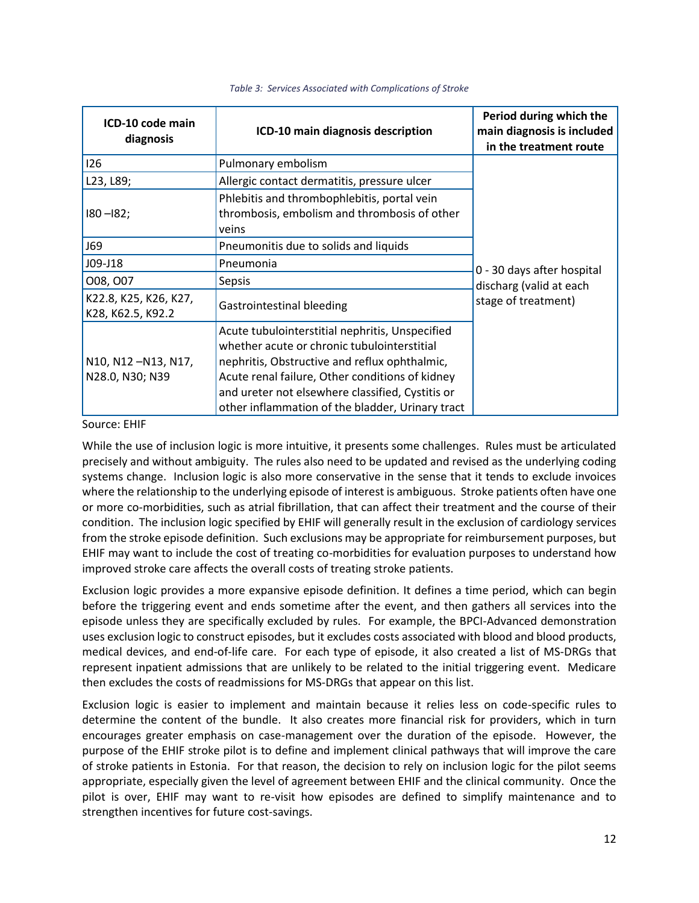*Table 3: Services Associated with Complications of Stroke*

| ICD-10 code main diagnosis | ICD-10 main diagnosis description | Period during which the main diagnosis is included in the treatment route |
|---|---|---|
| I26 | Pulmonary embolism | 0 - 30 days after hospital discharg (valid at each stage of treatment) |
| L23, L89; | Allergic contact dermatitis, pressure ulcer | |
| I80 –I82; | Phlebitis and thrombophlebitis, portal vein thrombosis, embolism and thrombosis of other veins | |
| J69 | Pneumonitis due to solids and liquids | |
| J09-J18 | Pneumonia | |
| O08, O07 | Sepsis | |
| K22.8, K25, K26, K27, K28, K62.5, K92.2 | Gastrointestinal bleeding | |
| N10, N12 –N13, N17, N28.0, N30; N39 | Acute tubulointerstitial nephritis, Unspecified whether acute or chronic tubulointerstitial nephritis, Obstructive and reflux ophthalmic, Acute renal failure, Other conditions of kidney and ureter not elsewhere classified, Cystitis or other inflammation of the bladder, Urinary tract | |

Source: EHIF

While the use of inclusion logic is more intuitive, it presents some challenges. Rules must be articulated precisely and without ambiguity. The rules also need to be updated and revised as the underlying coding systems change. Inclusion logic is also more conservative in the sense that it tends to exclude invoices where the relationship to the underlying episode of interest is ambiguous. Stroke patients often have one or more co-morbidities, such as atrial fibrillation, that can affect their treatment and the course of their condition. The inclusion logic specified by EHIF will generally result in the exclusion of cardiology services from the stroke episode definition. Such exclusions may be appropriate for reimbursement purposes, but EHIF may want to include the cost of treating co-morbidities for evaluation purposes to understand how improved stroke care affects the overall costs of treating stroke patients.

Exclusion logic provides a more expansive episode definition. It defines a time period, which can begin before the triggering event and ends sometime after the event, and then gathers all services into the episode unless they are specifically excluded by rules. For example, the BPCI-Advanced demonstration uses exclusion logic to construct episodes, but it excludes costs associated with blood and blood products, medical devices, and end-of-life care. For each type of episode, it also created a list of MS-DRGs that represent inpatient admissions that are unlikely to be related to the initial triggering event. Medicare then excludes the costs of readmissions for MS-DRGs that appear on this list.

Exclusion logic is easier to implement and maintain because it relies less on code-specific rules to determine the content of the bundle. It also creates more financial risk for providers, which in turn encourages greater emphasis on case-management over the duration of the episode. However, the purpose of the EHIF stroke pilot is to define and implement clinical pathways that will improve the care of stroke patients in Estonia. For that reason, the decision to rely on inclusion logic for the pilot seems appropriate, especially given the level of agreement between EHIF and the clinical community. Once the pilot is over, EHIF may want to re-visit how episodes are defined to simplify maintenance and to strengthen incentives for future cost-savings.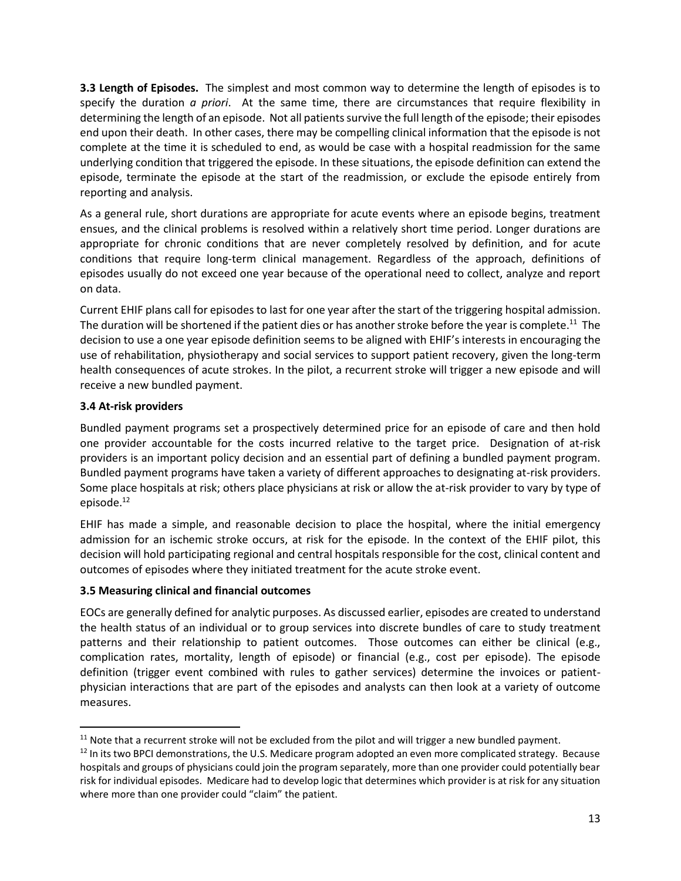**3.3 Length of Episodes.** The simplest and most common way to determine the length of episodes is to specify the duration *a priori*. At the same time, there are circumstances that require flexibility in determining the length of an episode. Not all patients survive the full length of the episode; their episodes end upon their death. In other cases, there may be compelling clinical information that the episode is not complete at the time it is scheduled to end, as would be case with a hospital readmission for the same underlying condition that triggered the episode. In these situations, the episode definition can extend the episode, terminate the episode at the start of the readmission, or exclude the episode entirely from reporting and analysis.

As a general rule, short durations are appropriate for acute events where an episode begins, treatment ensues, and the clinical problems is resolved within a relatively short time period. Longer durations are appropriate for chronic conditions that are never completely resolved by definition, and for acute conditions that require long-term clinical management. Regardless of the approach, definitions of episodes usually do not exceed one year because of the operational need to collect, analyze and report on data.

Current EHIF plans call for episodes to last for one year after the start of the triggering hospital admission. The duration will be shortened if the patient dies or has another stroke before the year is complete.[11] The decision to use a one year episode definition seems to be aligned with EHIF's interests in encouraging the use of rehabilitation, physiotherapy and social services to support patient recovery, given the long-term health consequences of acute strokes. In the pilot, a recurrent stroke will trigger a new episode and will receive a new bundled payment.

### 3.4 At-risk providers

Bundled payment programs set a prospectively determined price for an episode of care and then hold one provider accountable for the costs incurred relative to the target price. Designation of at-risk providers is an important policy decision and an essential part of defining a bundled payment program. Bundled payment programs have taken a variety of different approaches to designating at-risk providers. Some place hospitals at risk; others place physicians at risk or allow the at-risk provider to vary by type of episode.[12]

EHIF has made a simple, and reasonable decision to place the hospital, where the initial emergency admission for an ischemic stroke occurs, at risk for the episode. In the context of the EHIF pilot, this decision will hold participating regional and central hospitals responsible for the cost, clinical content and outcomes of episodes where they initiated treatment for the acute stroke event.

### 3.5 Measuring clinical and financial outcomes

EOCs are generally defined for analytic purposes. As discussed earlier, episodes are created to understand the health status of an individual or to group services into discrete bundles of care to study treatment patterns and their relationship to patient outcomes. Those outcomes can either be clinical (e.g., complication rates, mortality, length of episode) or financial (e.g., cost per episode). The episode definition (trigger event combined with rules to gather services) determine the invoices or patient-physician interactions that are part of the episodes and analysts can then look at a variety of outcome measures.

---

[11] Note that a recurrent stroke will not be excluded from the pilot and will trigger a new bundled payment.

[12] In its two BPCI demonstrations, the U.S. Medicare program adopted an even more complicated strategy. Because hospitals and groups of physicians could join the program separately, more than one provider could potentially bear risk for individual episodes. Medicare had to develop logic that determines which provider is at risk for any situation where more than one provider could "claim" the patient.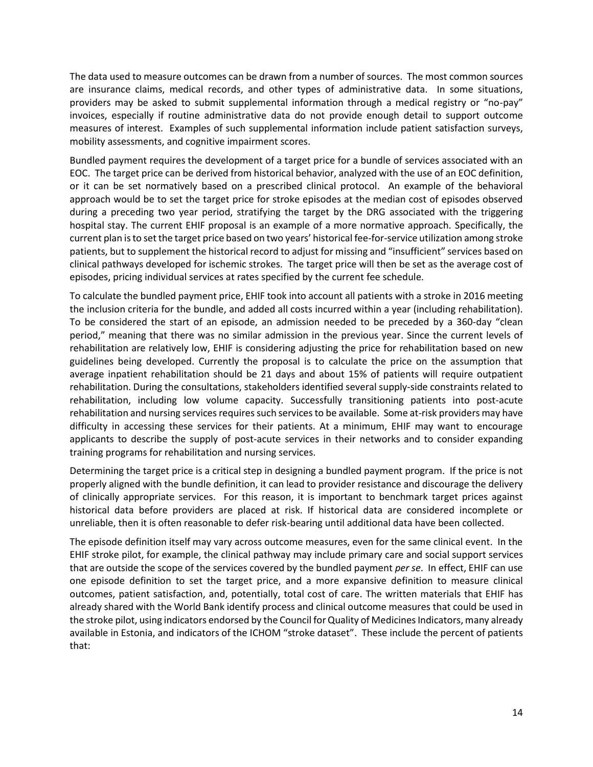The data used to measure outcomes can be drawn from a number of sources. The most common sources are insurance claims, medical records, and other types of administrative data. In some situations, providers may be asked to submit supplemental information through a medical registry or "no-pay" invoices, especially if routine administrative data do not provide enough detail to support outcome measures of interest. Examples of such supplemental information include patient satisfaction surveys, mobility assessments, and cognitive impairment scores.

Bundled payment requires the development of a target price for a bundle of services associated with an EOC. The target price can be derived from historical behavior, analyzed with the use of an EOC definition, or it can be set normatively based on a prescribed clinical protocol. An example of the behavioral approach would be to set the target price for stroke episodes at the median cost of episodes observed during a preceding two year period, stratifying the target by the DRG associated with the triggering hospital stay. The current EHIF proposal is an example of a more normative approach. Specifically, the current plan is to set the target price based on two years' historical fee-for-service utilization among stroke patients, but to supplement the historical record to adjust for missing and "insufficient" services based on clinical pathways developed for ischemic strokes. The target price will then be set as the average cost of episodes, pricing individual services at rates specified by the current fee schedule.

To calculate the bundled payment price, EHIF took into account all patients with a stroke in 2016 meeting the inclusion criteria for the bundle, and added all costs incurred within a year (including rehabilitation). To be considered the start of an episode, an admission needed to be preceded by a 360-day "clean period," meaning that there was no similar admission in the previous year. Since the current levels of rehabilitation are relatively low, EHIF is considering adjusting the price for rehabilitation based on new guidelines being developed. Currently the proposal is to calculate the price on the assumption that average inpatient rehabilitation should be 21 days and about 15% of patients will require outpatient rehabilitation. During the consultations, stakeholders identified several supply-side constraints related to rehabilitation, including low volume capacity. Successfully transitioning patients into post-acute rehabilitation and nursing services requires such services to be available. Some at-risk providers may have difficulty in accessing these services for their patients. At a minimum, EHIF may want to encourage applicants to describe the supply of post-acute services in their networks and to consider expanding training programs for rehabilitation and nursing services.

Determining the target price is a critical step in designing a bundled payment program. If the price is not properly aligned with the bundle definition, it can lead to provider resistance and discourage the delivery of clinically appropriate services. For this reason, it is important to benchmark target prices against historical data before providers are placed at risk. If historical data are considered incomplete or unreliable, then it is often reasonable to defer risk-bearing until additional data have been collected.

The episode definition itself may vary across outcome measures, even for the same clinical event. In the EHIF stroke pilot, for example, the clinical pathway may include primary care and social support services that are outside the scope of the services covered by the bundled payment *per se*. In effect, EHIF can use one episode definition to set the target price, and a more expansive definition to measure clinical outcomes, patient satisfaction, and, potentially, total cost of care. The written materials that EHIF has already shared with the World Bank identify process and clinical outcome measures that could be used in the stroke pilot, using indicators endorsed by the Council for Quality of Medicines Indicators, many already available in Estonia, and indicators of the ICHOM "stroke dataset". These include the percent of patients that: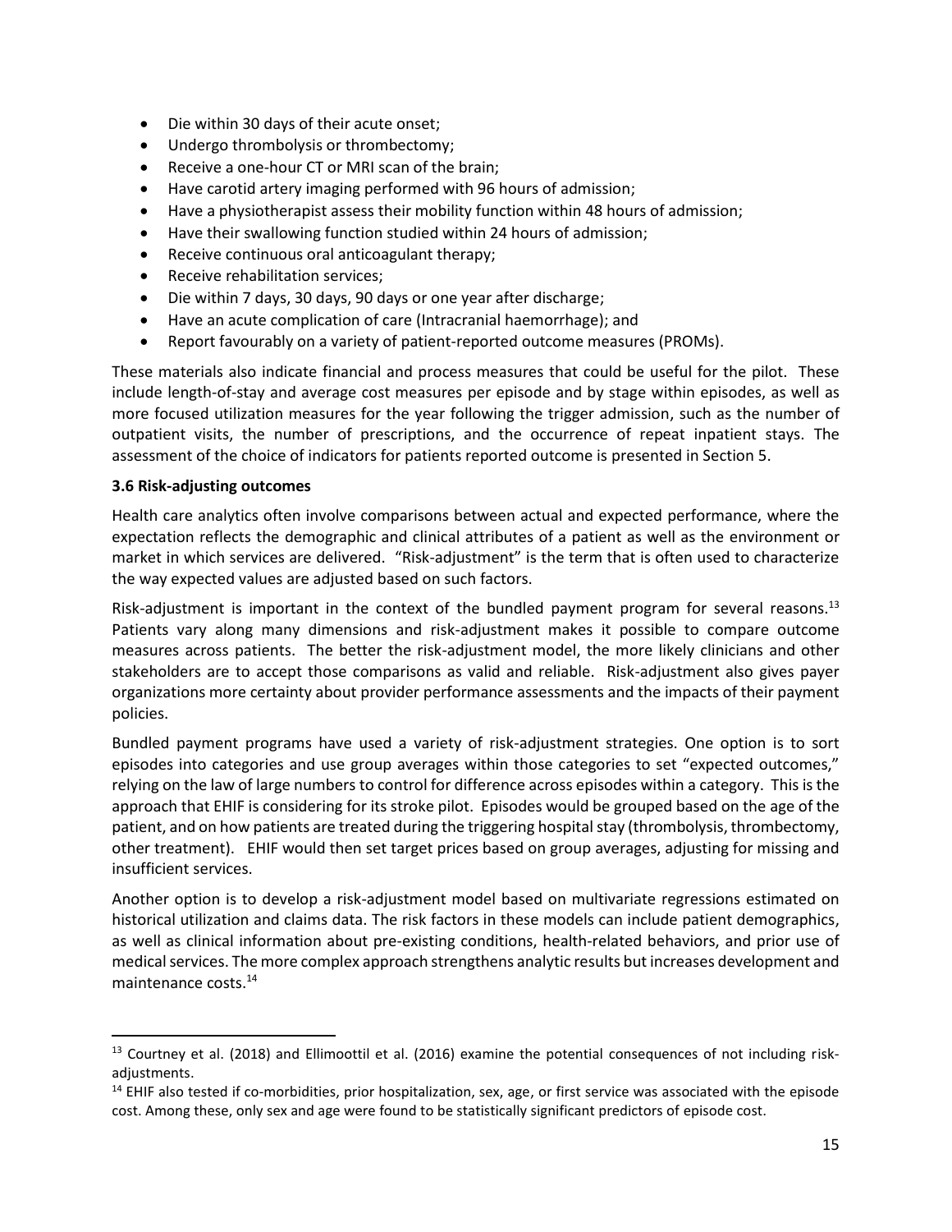- Die within 30 days of their acute onset;
- Undergo thrombolysis or thrombectomy;
- Receive a one-hour CT or MRI scan of the brain;
- Have carotid artery imaging performed with 96 hours of admission;
- Have a physiotherapist assess their mobility function within 48 hours of admission;
- Have their swallowing function studied within 24 hours of admission;
- Receive continuous oral anticoagulant therapy;
- Receive rehabilitation services;
- Die within 7 days, 30 days, 90 days or one year after discharge;
- Have an acute complication of care (Intracranial haemorrhage); and
- Report favourably on a variety of patient-reported outcome measures (PROMs).

These materials also indicate financial and process measures that could be useful for the pilot. These include length-of-stay and average cost measures per episode and by stage within episodes, as well as more focused utilization measures for the year following the trigger admission, such as the number of outpatient visits, the number of prescriptions, and the occurrence of repeat inpatient stays. The assessment of the choice of indicators for patients reported outcome is presented in Section 5.

**3.6 Risk-adjusting outcomes**

Health care analytics often involve comparisons between actual and expected performance, where the expectation reflects the demographic and clinical attributes of a patient as well as the environment or market in which services are delivered. "Risk-adjustment" is the term that is often used to characterize the way expected values are adjusted based on such factors.

Risk-adjustment is important in the context of the bundled payment program for several reasons.[13] Patients vary along many dimensions and risk-adjustment makes it possible to compare outcome measures across patients. The better the risk-adjustment model, the more likely clinicians and other stakeholders are to accept those comparisons as valid and reliable. Risk-adjustment also gives payer organizations more certainty about provider performance assessments and the impacts of their payment policies.

Bundled payment programs have used a variety of risk-adjustment strategies. One option is to sort episodes into categories and use group averages within those categories to set "expected outcomes," relying on the law of large numbers to control for difference across episodes within a category. This is the approach that EHIF is considering for its stroke pilot. Episodes would be grouped based on the age of the patient, and on how patients are treated during the triggering hospital stay (thrombolysis, thrombectomy, other treatment). EHIF would then set target prices based on group averages, adjusting for missing and insufficient services.

Another option is to develop a risk-adjustment model based on multivariate regressions estimated on historical utilization and claims data. The risk factors in these models can include patient demographics, as well as clinical information about pre-existing conditions, health-related behaviors, and prior use of medical services. The more complex approach strengthens analytic results but increases development and maintenance costs.[14]

---

[13] Courtney et al. (2018) and Ellimoottil et al. (2016) examine the potential consequences of not including risk-adjustments.

[14] EHIF also tested if co-morbidities, prior hospitalization, sex, age, or first service was associated with the episode cost. Among these, only sex and age were found to be statistically significant predictors of episode cost.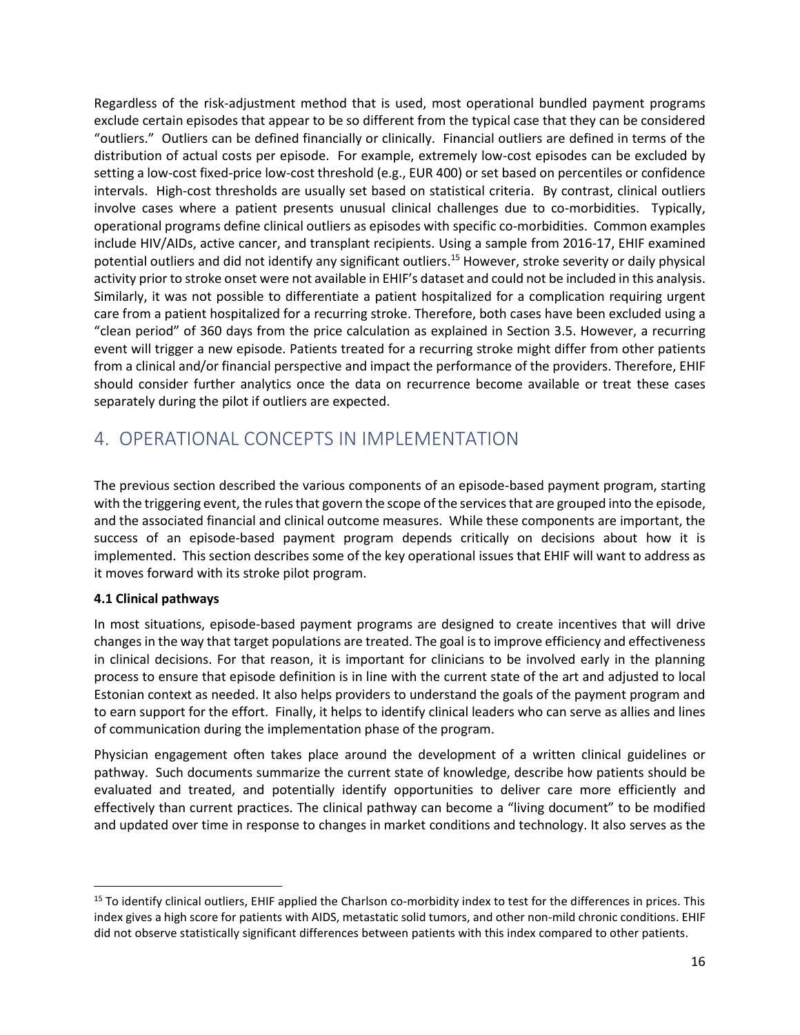Regardless of the risk-adjustment method that is used, most operational bundled payment programs exclude certain episodes that appear to be so different from the typical case that they can be considered "outliers." Outliers can be defined financially or clinically. Financial outliers are defined in terms of the distribution of actual costs per episode. For example, extremely low-cost episodes can be excluded by setting a low-cost fixed-price low-cost threshold (e.g., EUR 400) or set based on percentiles or confidence intervals. High-cost thresholds are usually set based on statistical criteria. By contrast, clinical outliers involve cases where a patient presents unusual clinical challenges due to co-morbidities. Typically, operational programs define clinical outliers as episodes with specific co-morbidities. Common examples include HIV/AIDs, active cancer, and transplant recipients. Using a sample from 2016-17, EHIF examined potential outliers and did not identify any significant outliers.[15] However, stroke severity or daily physical activity prior to stroke onset were not available in EHIF's dataset and could not be included in this analysis. Similarly, it was not possible to differentiate a patient hospitalized for a complication requiring urgent care from a patient hospitalized for a recurring stroke. Therefore, both cases have been excluded using a "clean period" of 360 days from the price calculation as explained in Section 3.5. However, a recurring event will trigger a new episode. Patients treated for a recurring stroke might differ from other patients from a clinical and/or financial perspective and impact the performance of the providers. Therefore, EHIF should consider further analytics once the data on recurrence become available or treat these cases separately during the pilot if outliers are expected.

# 4. OPERATIONAL CONCEPTS IN IMPLEMENTATION

The previous section described the various components of an episode-based payment program, starting with the triggering event, the rules that govern the scope of the services that are grouped into the episode, and the associated financial and clinical outcome measures. While these components are important, the success of an episode-based payment program depends critically on decisions about how it is implemented. This section describes some of the key operational issues that EHIF will want to address as it moves forward with its stroke pilot program.

**4.1 Clinical pathways**

In most situations, episode-based payment programs are designed to create incentives that will drive changes in the way that target populations are treated. The goal is to improve efficiency and effectiveness in clinical decisions. For that reason, it is important for clinicians to be involved early in the planning process to ensure that episode definition is in line with the current state of the art and adjusted to local Estonian context as needed. It also helps providers to understand the goals of the payment program and to earn support for the effort. Finally, it helps to identify clinical leaders who can serve as allies and lines of communication during the implementation phase of the program.

Physician engagement often takes place around the development of a written clinical guidelines or pathway. Such documents summarize the current state of knowledge, describe how patients should be evaluated and treated, and potentially identify opportunities to deliver care more efficiently and effectively than current practices. The clinical pathway can become a "living document" to be modified and updated over time in response to changes in market conditions and technology. It also serves as the

[15] To identify clinical outliers, EHIF applied the Charlson co-morbidity index to test for the differences in prices. This index gives a high score for patients with AIDS, metastatic solid tumors, and other non-mild chronic conditions. EHIF did not observe statistically significant differences between patients with this index compared to other patients.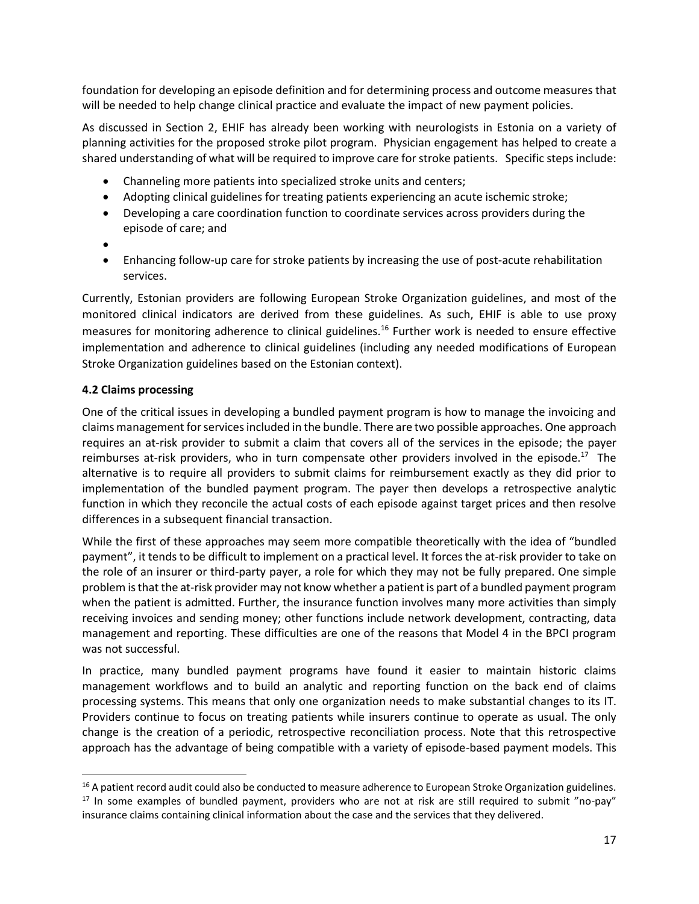foundation for developing an episode definition and for determining process and outcome measures that will be needed to help change clinical practice and evaluate the impact of new payment policies.

As discussed in Section 2, EHIF has already been working with neurologists in Estonia on a variety of planning activities for the proposed stroke pilot program. Physician engagement has helped to create a shared understanding of what will be required to improve care for stroke patients. Specific steps include:

- Channeling more patients into specialized stroke units and centers;
- Adopting clinical guidelines for treating patients experiencing an acute ischemic stroke;
- Developing a care coordination function to coordinate services across providers during the episode of care; and
- 
- Enhancing follow-up care for stroke patients by increasing the use of post-acute rehabilitation services.

Currently, Estonian providers are following European Stroke Organization guidelines, and most of the monitored clinical indicators are derived from these guidelines. As such, EHIF is able to use proxy measures for monitoring adherence to clinical guidelines.[16] Further work is needed to ensure effective implementation and adherence to clinical guidelines (including any needed modifications of European Stroke Organization guidelines based on the Estonian context).

**4.2 Claims processing**

One of the critical issues in developing a bundled payment program is how to manage the invoicing and claims management for services included in the bundle. There are two possible approaches. One approach requires an at-risk provider to submit a claim that covers all of the services in the episode; the payer reimburses at-risk providers, who in turn compensate other providers involved in the episode.[17] The alternative is to require all providers to submit claims for reimbursement exactly as they did prior to implementation of the bundled payment program. The payer then develops a retrospective analytic function in which they reconcile the actual costs of each episode against target prices and then resolve differences in a subsequent financial transaction.

While the first of these approaches may seem more compatible theoretically with the idea of "bundled payment", it tends to be difficult to implement on a practical level. It forces the at-risk provider to take on the role of an insurer or third-party payer, a role for which they may not be fully prepared. One simple problem is that the at-risk provider may not know whether a patient is part of a bundled payment program when the patient is admitted. Further, the insurance function involves many more activities than simply receiving invoices and sending money; other functions include network development, contracting, data management and reporting. These difficulties are one of the reasons that Model 4 in the BPCI program was not successful.

In practice, many bundled payment programs have found it easier to maintain historic claims management workflows and to build an analytic and reporting function on the back end of claims processing systems. This means that only one organization needs to make substantial changes to its IT. Providers continue to focus on treating patients while insurers continue to operate as usual. The only change is the creation of a periodic, retrospective reconciliation process. Note that this retrospective approach has the advantage of being compatible with a variety of episode-based payment models. This

[16] A patient record audit could also be conducted to measure adherence to European Stroke Organization guidelines.

[17] In some examples of bundled payment, providers who are not at risk are still required to submit "no-pay" insurance claims containing clinical information about the case and the services that they delivered.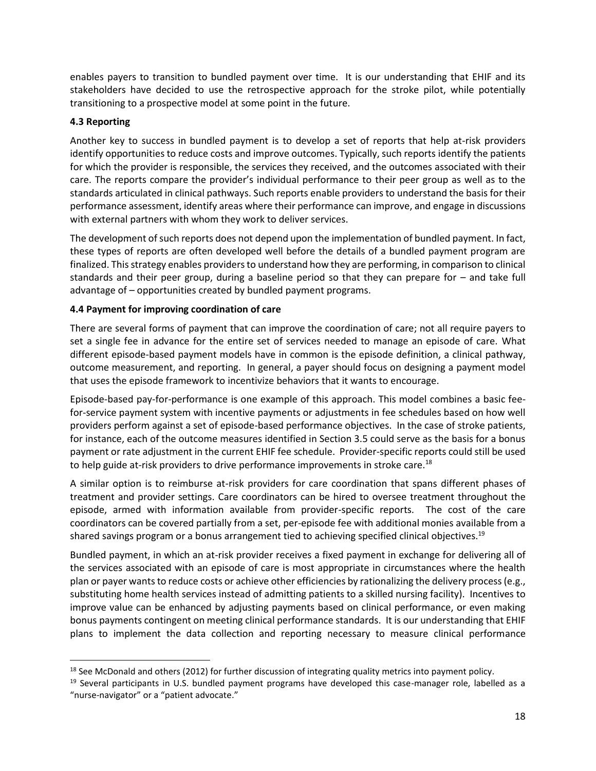enables payers to transition to bundled payment over time. It is our understanding that EHIF and its stakeholders have decided to use the retrospective approach for the stroke pilot, while potentially transitioning to a prospective model at some point in the future.

### 4.3 Reporting

Another key to success in bundled payment is to develop a set of reports that help at-risk providers identify opportunities to reduce costs and improve outcomes. Typically, such reports identify the patients for which the provider is responsible, the services they received, and the outcomes associated with their care. The reports compare the provider's individual performance to their peer group as well as to the standards articulated in clinical pathways. Such reports enable providers to understand the basis for their performance assessment, identify areas where their performance can improve, and engage in discussions with external partners with whom they work to deliver services.

The development of such reports does not depend upon the implementation of bundled payment. In fact, these types of reports are often developed well before the details of a bundled payment program are finalized. This strategy enables providers to understand how they are performing, in comparison to clinical standards and their peer group, during a baseline period so that they can prepare for – and take full advantage of – opportunities created by bundled payment programs.

### 4.4 Payment for improving coordination of care

There are several forms of payment that can improve the coordination of care; not all require payers to set a single fee in advance for the entire set of services needed to manage an episode of care. What different episode-based payment models have in common is the episode definition, a clinical pathway, outcome measurement, and reporting. In general, a payer should focus on designing a payment model that uses the episode framework to incentivize behaviors that it wants to encourage.

Episode-based pay-for-performance is one example of this approach. This model combines a basic fee-for-service payment system with incentive payments or adjustments in fee schedules based on how well providers perform against a set of episode-based performance objectives. In the case of stroke patients, for instance, each of the outcome measures identified in Section 3.5 could serve as the basis for a bonus payment or rate adjustment in the current EHIF fee schedule. Provider-specific reports could still be used to help guide at-risk providers to drive performance improvements in stroke care.[18]

A similar option is to reimburse at-risk providers for care coordination that spans different phases of treatment and provider settings. Care coordinators can be hired to oversee treatment throughout the episode, armed with information available from provider-specific reports. The cost of the care coordinators can be covered partially from a set, per-episode fee with additional monies available from a shared savings program or a bonus arrangement tied to achieving specified clinical objectives.[19]

Bundled payment, in which an at-risk provider receives a fixed payment in exchange for delivering all of the services associated with an episode of care is most appropriate in circumstances where the health plan or payer wants to reduce costs or achieve other efficiencies by rationalizing the delivery process (e.g., substituting home health services instead of admitting patients to a skilled nursing facility). Incentives to improve value can be enhanced by adjusting payments based on clinical performance, or even making bonus payments contingent on meeting clinical performance standards. It is our understanding that EHIF plans to implement the data collection and reporting necessary to measure clinical performance

---

[18] See McDonald and others (2012) for further discussion of integrating quality metrics into payment policy.

[19] Several participants in U.S. bundled payment programs have developed this case-manager role, labelled as a "nurse-navigator" or a "patient advocate."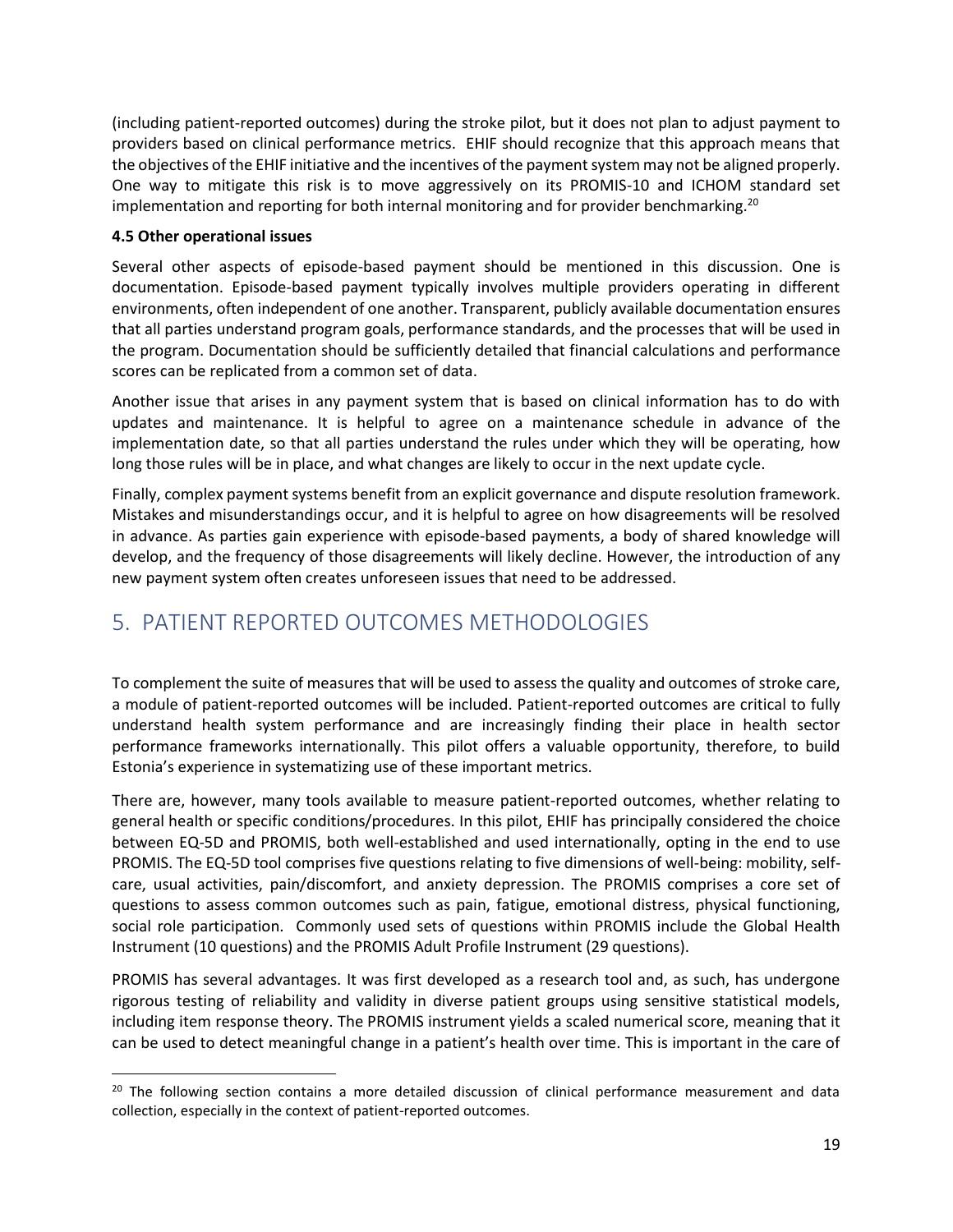(including patient-reported outcomes) during the stroke pilot, but it does not plan to adjust payment to providers based on clinical performance metrics. EHIF should recognize that this approach means that the objectives of the EHIF initiative and the incentives of the payment system may not be aligned properly. One way to mitigate this risk is to move aggressively on its PROMIS-10 and ICHOM standard set implementation and reporting for both internal monitoring and for provider benchmarking.[20]

**4.5 Other operational issues**

Several other aspects of episode-based payment should be mentioned in this discussion. One is documentation. Episode-based payment typically involves multiple providers operating in different environments, often independent of one another. Transparent, publicly available documentation ensures that all parties understand program goals, performance standards, and the processes that will be used in the program. Documentation should be sufficiently detailed that financial calculations and performance scores can be replicated from a common set of data.

Another issue that arises in any payment system that is based on clinical information has to do with updates and maintenance. It is helpful to agree on a maintenance schedule in advance of the implementation date, so that all parties understand the rules under which they will be operating, how long those rules will be in place, and what changes are likely to occur in the next update cycle.

Finally, complex payment systems benefit from an explicit governance and dispute resolution framework. Mistakes and misunderstandings occur, and it is helpful to agree on how disagreements will be resolved in advance. As parties gain experience with episode-based payments, a body of shared knowledge will develop, and the frequency of those disagreements will likely decline. However, the introduction of any new payment system often creates unforeseen issues that need to be addressed.

## 5. PATIENT REPORTED OUTCOMES METHODOLOGIES

To complement the suite of measures that will be used to assess the quality and outcomes of stroke care, a module of patient-reported outcomes will be included. Patient-reported outcomes are critical to fully understand health system performance and are increasingly finding their place in health sector performance frameworks internationally. This pilot offers a valuable opportunity, therefore, to build Estonia's experience in systematizing use of these important metrics.

There are, however, many tools available to measure patient-reported outcomes, whether relating to general health or specific conditions/procedures. In this pilot, EHIF has principally considered the choice between EQ-5D and PROMIS, both well-established and used internationally, opting in the end to use PROMIS. The EQ-5D tool comprises five questions relating to five dimensions of well-being: mobility, self-care, usual activities, pain/discomfort, and anxiety depression. The PROMIS comprises a core set of questions to assess common outcomes such as pain, fatigue, emotional distress, physical functioning, social role participation. Commonly used sets of questions within PROMIS include the Global Health Instrument (10 questions) and the PROMIS Adult Profile Instrument (29 questions).

PROMIS has several advantages. It was first developed as a research tool and, as such, has undergone rigorous testing of reliability and validity in diverse patient groups using sensitive statistical models, including item response theory. The PROMIS instrument yields a scaled numerical score, meaning that it can be used to detect meaningful change in a patient's health over time. This is important in the care of

---

[20] The following section contains a more detailed discussion of clinical performance measurement and data collection, especially in the context of patient-reported outcomes.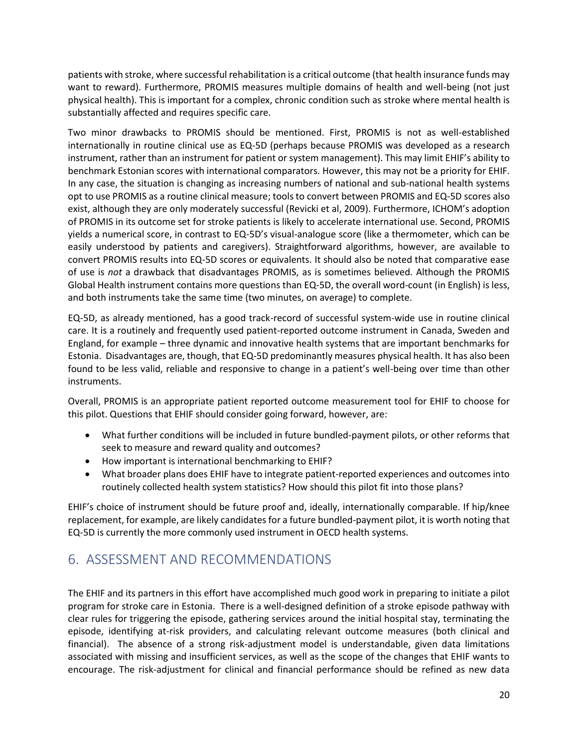patients with stroke, where successful rehabilitation is a critical outcome (that health insurance funds may want to reward). Furthermore, PROMIS measures multiple domains of health and well-being (not just physical health). This is important for a complex, chronic condition such as stroke where mental health is substantially affected and requires specific care.

Two minor drawbacks to PROMIS should be mentioned. First, PROMIS is not as well-established internationally in routine clinical use as EQ-5D (perhaps because PROMIS was developed as a research instrument, rather than an instrument for patient or system management). This may limit EHIF's ability to benchmark Estonian scores with international comparators. However, this may not be a priority for EHIF. In any case, the situation is changing as increasing numbers of national and sub-national health systems opt to use PROMIS as a routine clinical measure; tools to convert between PROMIS and EQ-5D scores also exist, although they are only moderately successful (Revicki et al, 2009). Furthermore, ICHOM's adoption of PROMIS in its outcome set for stroke patients is likely to accelerate international use. Second, PROMIS yields a numerical score, in contrast to EQ-5D's visual-analogue score (like a thermometer, which can be easily understood by patients and caregivers). Straightforward algorithms, however, are available to convert PROMIS results into EQ-5D scores or equivalents. It should also be noted that comparative ease of use is *not* a drawback that disadvantages PROMIS, as is sometimes believed. Although the PROMIS Global Health instrument contains more questions than EQ-5D, the overall word-count (in English) is less, and both instruments take the same time (two minutes, on average) to complete.

EQ-5D, as already mentioned, has a good track-record of successful system-wide use in routine clinical care. It is a routinely and frequently used patient-reported outcome instrument in Canada, Sweden and England, for example – three dynamic and innovative health systems that are important benchmarks for Estonia. Disadvantages are, though, that EQ-5D predominantly measures physical health. It has also been found to be less valid, reliable and responsive to change in a patient's well-being over time than other instruments.

Overall, PROMIS is an appropriate patient reported outcome measurement tool for EHIF to choose for this pilot. Questions that EHIF should consider going forward, however, are:

- What further conditions will be included in future bundled-payment pilots, or other reforms that seek to measure and reward quality and outcomes?
- How important is international benchmarking to EHIF?
- What broader plans does EHIF have to integrate patient-reported experiences and outcomes into routinely collected health system statistics? How should this pilot fit into those plans?

EHIF's choice of instrument should be future proof and, ideally, internationally comparable. If hip/knee replacement, for example, are likely candidates for a future bundled-payment pilot, it is worth noting that EQ-5D is currently the more commonly used instrument in OECD health systems.

# 6. ASSESSMENT AND RECOMMENDATIONS

The EHIF and its partners in this effort have accomplished much good work in preparing to initiate a pilot program for stroke care in Estonia. There is a well-designed definition of a stroke episode pathway with clear rules for triggering the episode, gathering services around the initial hospital stay, terminating the episode, identifying at-risk providers, and calculating relevant outcome measures (both clinical and financial). The absence of a strong risk-adjustment model is understandable, given data limitations associated with missing and insufficient services, as well as the scope of the changes that EHIF wants to encourage. The risk-adjustment for clinical and financial performance should be refined as new data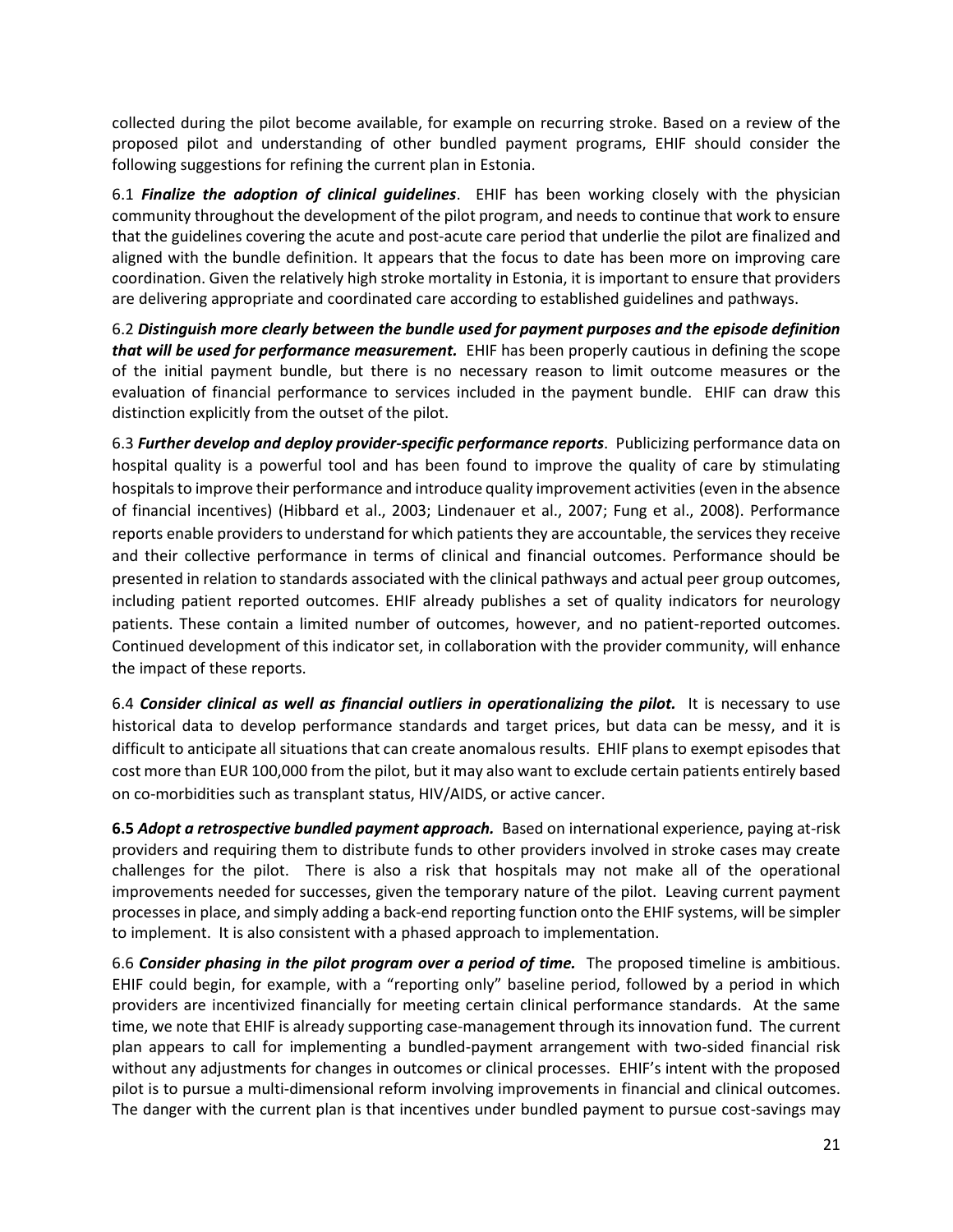collected during the pilot become available, for example on recurring stroke. Based on a review of the proposed pilot and understanding of other bundled payment programs, EHIF should consider the following suggestions for refining the current plan in Estonia.

6.1 ***Finalize the adoption of clinical guidelines***. EHIF has been working closely with the physician community throughout the development of the pilot program, and needs to continue that work to ensure that the guidelines covering the acute and post-acute care period that underlie the pilot are finalized and aligned with the bundle definition. It appears that the focus to date has been more on improving care coordination. Given the relatively high stroke mortality in Estonia, it is important to ensure that providers are delivering appropriate and coordinated care according to established guidelines and pathways.

6.2 ***Distinguish more clearly between the bundle used for payment purposes and the episode definition that will be used for performance measurement.*** EHIF has been properly cautious in defining the scope of the initial payment bundle, but there is no necessary reason to limit outcome measures or the evaluation of financial performance to services included in the payment bundle. EHIF can draw this distinction explicitly from the outset of the pilot.

6.3 ***Further develop and deploy provider-specific performance reports***. Publicizing performance data on hospital quality is a powerful tool and has been found to improve the quality of care by stimulating hospitals to improve their performance and introduce quality improvement activities (even in the absence of financial incentives) (Hibbard et al., 2003; Lindenauer et al., 2007; Fung et al., 2008). Performance reports enable providers to understand for which patients they are accountable, the services they receive and their collective performance in terms of clinical and financial outcomes. Performance should be presented in relation to standards associated with the clinical pathways and actual peer group outcomes, including patient reported outcomes. EHIF already publishes a set of quality indicators for neurology patients. These contain a limited number of outcomes, however, and no patient-reported outcomes. Continued development of this indicator set, in collaboration with the provider community, will enhance the impact of these reports.

6.4 ***Consider clinical as well as financial outliers in operationalizing the pilot.*** It is necessary to use historical data to develop performance standards and target prices, but data can be messy, and it is difficult to anticipate all situations that can create anomalous results. EHIF plans to exempt episodes that cost more than EUR 100,000 from the pilot, but it may also want to exclude certain patients entirely based on co-morbidities such as transplant status, HIV/AIDS, or active cancer.

**6.5** ***Adopt a retrospective bundled payment approach.*** Based on international experience, paying at-risk providers and requiring them to distribute funds to other providers involved in stroke cases may create challenges for the pilot. There is also a risk that hospitals may not make all of the operational improvements needed for successes, given the temporary nature of the pilot. Leaving current payment processes in place, and simply adding a back-end reporting function onto the EHIF systems, will be simpler to implement. It is also consistent with a phased approach to implementation.

6.6 ***Consider phasing in the pilot program over a period of time.*** The proposed timeline is ambitious. EHIF could begin, for example, with a "reporting only" baseline period, followed by a period in which providers are incentivized financially for meeting certain clinical performance standards. At the same time, we note that EHIF is already supporting case-management through its innovation fund. The current plan appears to call for implementing a bundled-payment arrangement with two-sided financial risk without any adjustments for changes in outcomes or clinical processes. EHIF's intent with the proposed pilot is to pursue a multi-dimensional reform involving improvements in financial and clinical outcomes. The danger with the current plan is that incentives under bundled payment to pursue cost-savings may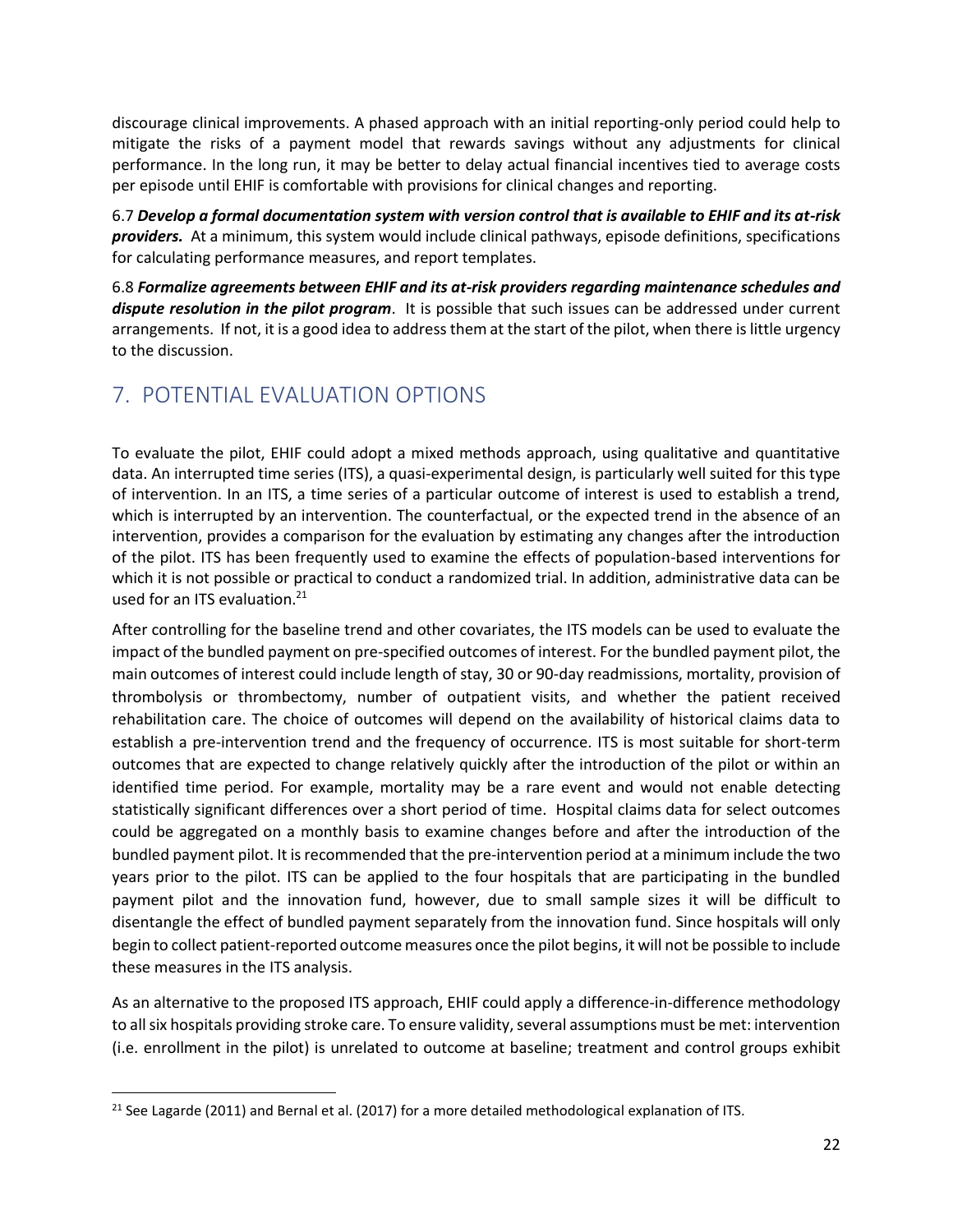discourage clinical improvements. A phased approach with an initial reporting-only period could help to mitigate the risks of a payment model that rewards savings without any adjustments for clinical performance. In the long run, it may be better to delay actual financial incentives tied to average costs per episode until EHIF is comfortable with provisions for clinical changes and reporting.

6.7 ***Develop a formal documentation system with version control that is available to EHIF and its at-risk providers.*** At a minimum, this system would include clinical pathways, episode definitions, specifications for calculating performance measures, and report templates.

6.8 ***Formalize agreements between EHIF and its at-risk providers regarding maintenance schedules and dispute resolution in the pilot program***. It is possible that such issues can be addressed under current arrangements. If not, it is a good idea to address them at the start of the pilot, when there is little urgency to the discussion.

## 7. POTENTIAL EVALUATION OPTIONS

To evaluate the pilot, EHIF could adopt a mixed methods approach, using qualitative and quantitative data. An interrupted time series (ITS), a quasi-experimental design, is particularly well suited for this type of intervention. In an ITS, a time series of a particular outcome of interest is used to establish a trend, which is interrupted by an intervention. The counterfactual, or the expected trend in the absence of an intervention, provides a comparison for the evaluation by estimating any changes after the introduction of the pilot. ITS has been frequently used to examine the effects of population-based interventions for which it is not possible or practical to conduct a randomized trial. In addition, administrative data can be used for an ITS evaluation.[21]

After controlling for the baseline trend and other covariates, the ITS models can be used to evaluate the impact of the bundled payment on pre-specified outcomes of interest. For the bundled payment pilot, the main outcomes of interest could include length of stay, 30 or 90-day readmissions, mortality, provision of thrombolysis or thrombectomy, number of outpatient visits, and whether the patient received rehabilitation care. The choice of outcomes will depend on the availability of historical claims data to establish a pre-intervention trend and the frequency of occurrence. ITS is most suitable for short-term outcomes that are expected to change relatively quickly after the introduction of the pilot or within an identified time period. For example, mortality may be a rare event and would not enable detecting statistically significant differences over a short period of time. Hospital claims data for select outcomes could be aggregated on a monthly basis to examine changes before and after the introduction of the bundled payment pilot. It is recommended that the pre-intervention period at a minimum include the two years prior to the pilot. ITS can be applied to the four hospitals that are participating in the bundled payment pilot and the innovation fund, however, due to small sample sizes it will be difficult to disentangle the effect of bundled payment separately from the innovation fund. Since hospitals will only begin to collect patient-reported outcome measures once the pilot begins, it will not be possible to include these measures in the ITS analysis.

As an alternative to the proposed ITS approach, EHIF could apply a difference-in-difference methodology to all six hospitals providing stroke care. To ensure validity, several assumptions must be met: intervention (i.e. enrollment in the pilot) is unrelated to outcome at baseline; treatment and control groups exhibit

[21] See Lagarde (2011) and Bernal et al. (2017) for a more detailed methodological explanation of ITS.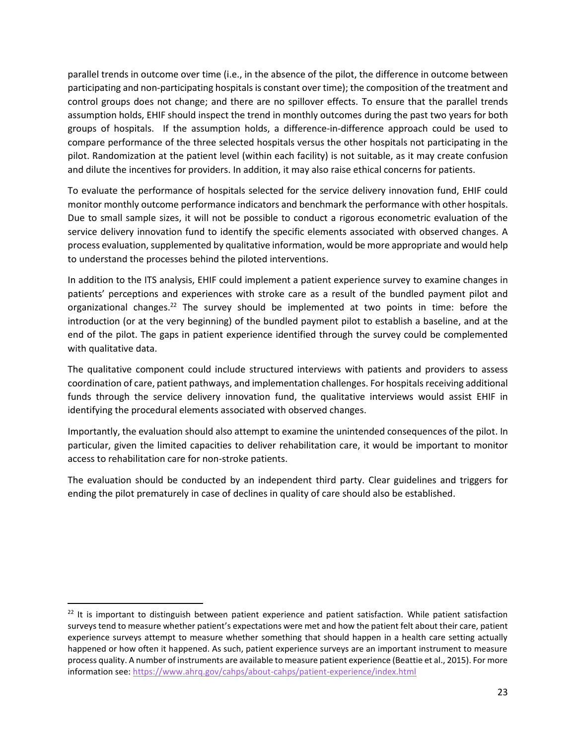parallel trends in outcome over time (i.e., in the absence of the pilot, the difference in outcome between participating and non-participating hospitals is constant over time); the composition of the treatment and control groups does not change; and there are no spillover effects. To ensure that the parallel trends assumption holds, EHIF should inspect the trend in monthly outcomes during the past two years for both groups of hospitals. If the assumption holds, a difference-in-difference approach could be used to compare performance of the three selected hospitals versus the other hospitals not participating in the pilot. Randomization at the patient level (within each facility) is not suitable, as it may create confusion and dilute the incentives for providers. In addition, it may also raise ethical concerns for patients.

To evaluate the performance of hospitals selected for the service delivery innovation fund, EHIF could monitor monthly outcome performance indicators and benchmark the performance with other hospitals. Due to small sample sizes, it will not be possible to conduct a rigorous econometric evaluation of the service delivery innovation fund to identify the specific elements associated with observed changes. A process evaluation, supplemented by qualitative information, would be more appropriate and would help to understand the processes behind the piloted interventions.

In addition to the ITS analysis, EHIF could implement a patient experience survey to examine changes in patients' perceptions and experiences with stroke care as a result of the bundled payment pilot and organizational changes.[22] The survey should be implemented at two points in time: before the introduction (or at the very beginning) of the bundled payment pilot to establish a baseline, and at the end of the pilot. The gaps in patient experience identified through the survey could be complemented with qualitative data.

The qualitative component could include structured interviews with patients and providers to assess coordination of care, patient pathways, and implementation challenges. For hospitals receiving additional funds through the service delivery innovation fund, the qualitative interviews would assist EHIF in identifying the procedural elements associated with observed changes.

Importantly, the evaluation should also attempt to examine the unintended consequences of the pilot. In particular, given the limited capacities to deliver rehabilitation care, it would be important to monitor access to rehabilitation care for non-stroke patients.

The evaluation should be conducted by an independent third party. Clear guidelines and triggers for ending the pilot prematurely in case of declines in quality of care should also be established.

---

[22] It is important to distinguish between patient experience and patient satisfaction. While patient satisfaction surveys tend to measure whether patient's expectations were met and how the patient felt about their care, patient experience surveys attempt to measure whether something that should happen in a health care setting actually happened or how often it happened. As such, patient experience surveys are an important instrument to measure process quality. A number of instruments are available to measure patient experience (Beattie et al., 2015). For more information see: https://www.ahrq.gov/cahps/about-cahps/patient-experience/index.html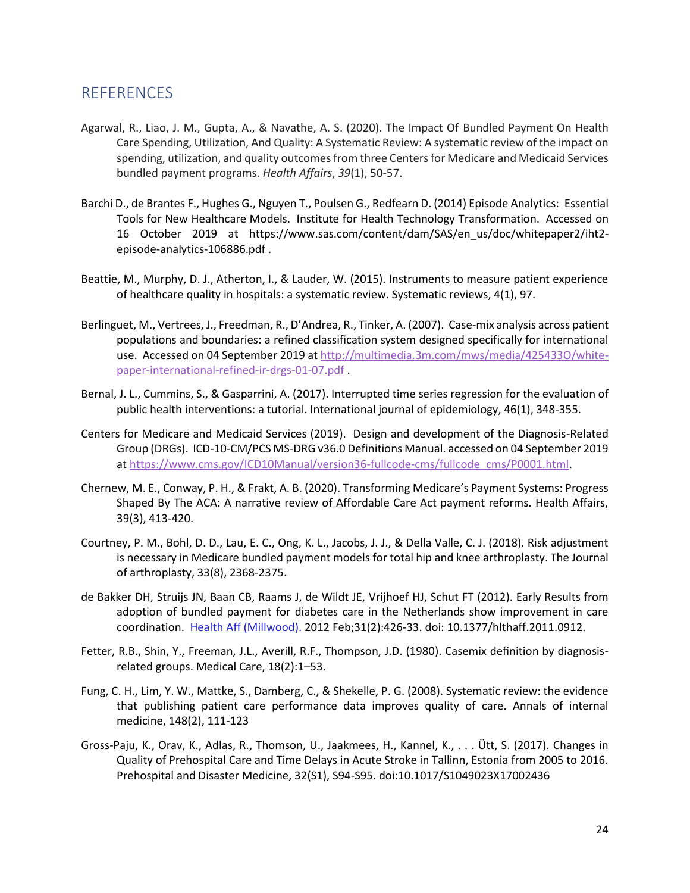## REFERENCES

Agarwal, R., Liao, J. M., Gupta, A., & Navathe, A. S. (2020). The Impact Of Bundled Payment On Health Care Spending, Utilization, And Quality: A Systematic Review: A systematic review of the impact on spending, utilization, and quality outcomes from three Centers for Medicare and Medicaid Services bundled payment programs. *Health Affairs*, *39*(1), 50-57.

Barchi D., de Brantes F., Hughes G., Nguyen T., Poulsen G., Redfearn D. (2014) Episode Analytics: Essential Tools for New Healthcare Models. Institute for Health Technology Transformation. Accessed on 16 October 2019 at https://www.sas.com/content/dam/SAS/en_us/doc/whitepaper2/iht2-episode-analytics-106886.pdf .

Beattie, M., Murphy, D. J., Atherton, I., & Lauder, W. (2015). Instruments to measure patient experience of healthcare quality in hospitals: a systematic review. Systematic reviews, 4(1), 97.

Berlinguet, M., Vertrees, J., Freedman, R., D'Andrea, R., Tinker, A. (2007). Case-mix analysis across patient populations and boundaries: a refined classification system designed specifically for international use. Accessed on 04 September 2019 at [http://multimedia.3m.com/mws/media/425433O/white-paper-international-refined-ir-drgs-01-07.pdf](http://multimedia.3m.com/mws/media/425433O/white-paper-international-refined-ir-drgs-01-07.pdf) .

Bernal, J. L., Cummins, S., & Gasparrini, A. (2017). Interrupted time series regression for the evaluation of public health interventions: a tutorial. International journal of epidemiology, 46(1), 348-355.

Centers for Medicare and Medicaid Services (2019). Design and development of the Diagnosis-Related Group (DRGs). ICD-10-CM/PCS MS-DRG v36.0 Definitions Manual. accessed on 04 September 2019 at [https://www.cms.gov/ICD10Manual/version36-fullcode-cms/fullcode_cms/P0001.html](https://www.cms.gov/ICD10Manual/version36-fullcode-cms/fullcode_cms/P0001.html).

Chernew, M. E., Conway, P. H., & Frakt, A. B. (2020). Transforming Medicare's Payment Systems: Progress Shaped By The ACA: A narrative review of Affordable Care Act payment reforms. Health Affairs, 39(3), 413-420.

Courtney, P. M., Bohl, D. D., Lau, E. C., Ong, K. L., Jacobs, J. J., & Della Valle, C. J. (2018). Risk adjustment is necessary in Medicare bundled payment models for total hip and knee arthroplasty. The Journal of arthroplasty, 33(8), 2368-2375.

de Bakker DH, Struijs JN, Baan CB, Raams J, de Wildt JE, Vrijhoef HJ, Schut FT (2012). Early Results from adoption of bundled payment for diabetes care in the Netherlands show improvement in care coordination. Health Aff (Millwood). 2012 Feb;31(2):426-33. doi: 10.1377/hlthaff.2011.0912.

Fetter, R.B., Shin, Y., Freeman, J.L., Averill, R.F., Thompson, J.D. (1980). Casemix definition by diagnosis-related groups. Medical Care, 18(2):1–53.

Fung, C. H., Lim, Y. W., Mattke, S., Damberg, C., & Shekelle, P. G. (2008). Systematic review: the evidence that publishing patient care performance data improves quality of care. Annals of internal medicine, 148(2), 111-123

Gross-Paju, K., Orav, K., Adlas, R., Thomson, U., Jaakmees, H., Kannel, K., . . . Ütt, S. (2017). Changes in Quality of Prehospital Care and Time Delays in Acute Stroke in Tallinn, Estonia from 2005 to 2016. Prehospital and Disaster Medicine, 32(S1), S94-S95. doi:10.1017/S1049023X17002436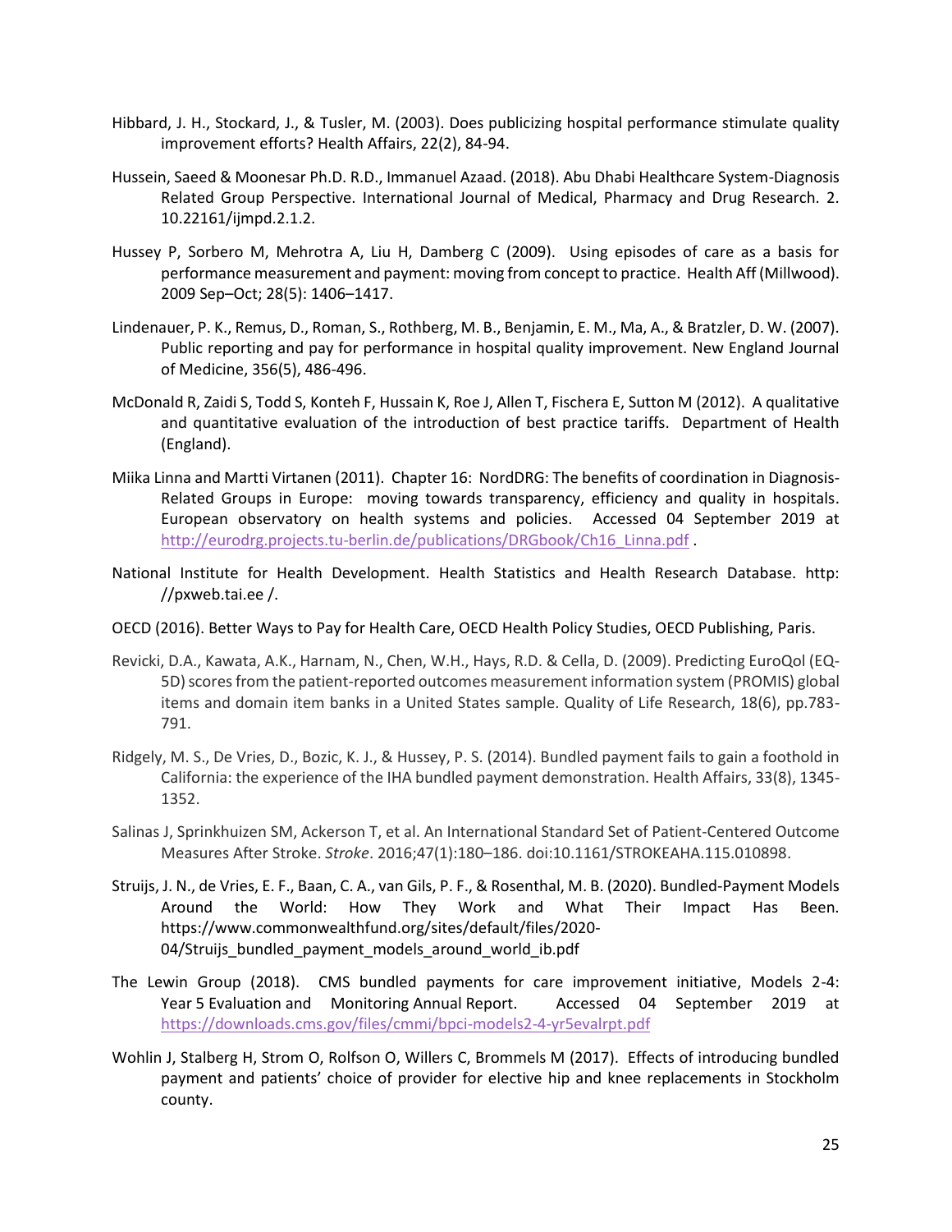Hibbard, J. H., Stockard, J., & Tusler, M. (2003). Does publicizing hospital performance stimulate quality improvement efforts? Health Affairs, 22(2), 84-94.

Hussein, Saeed & Moonesar Ph.D. R.D., Immanuel Azaad. (2018). Abu Dhabi Healthcare System-Diagnosis Related Group Perspective. International Journal of Medical, Pharmacy and Drug Research. 2. 10.22161/ijmpd.2.1.2.

Hussey P, Sorbero M, Mehrotra A, Liu H, Damberg C (2009). Using episodes of care as a basis for performance measurement and payment: moving from concept to practice. Health Aff (Millwood). 2009 Sep–Oct; 28(5): 1406–1417.

Lindenauer, P. K., Remus, D., Roman, S., Rothberg, M. B., Benjamin, E. M., Ma, A., & Bratzler, D. W. (2007). Public reporting and pay for performance in hospital quality improvement. New England Journal of Medicine, 356(5), 486-496.

McDonald R, Zaidi S, Todd S, Konteh F, Hussain K, Roe J, Allen T, Fischera E, Sutton M (2012). A qualitative and quantitative evaluation of the introduction of best practice tariffs. Department of Health (England).

Miika Linna and Martti Virtanen (2011). Chapter 16: NordDRG: The benefits of coordination in Diagnosis-Related Groups in Europe: moving towards transparency, efficiency and quality in hospitals. European observatory on health systems and policies. Accessed 04 September 2019 at http://eurodrg.projects.tu-berlin.de/publications/DRGbook/Ch16_Linna.pdf .

National Institute for Health Development. Health Statistics and Health Research Database. http: //pxweb.tai.ee /.

OECD (2016). Better Ways to Pay for Health Care, OECD Health Policy Studies, OECD Publishing, Paris.

Revicki, D.A., Kawata, A.K., Harnam, N., Chen, W.H., Hays, R.D. & Cella, D. (2009). Predicting EuroQol (EQ-5D) scores from the patient-reported outcomes measurement information system (PROMIS) global items and domain item banks in a United States sample. Quality of Life Research, 18(6), pp.783-791.

Ridgely, M. S., De Vries, D., Bozic, K. J., & Hussey, P. S. (2014). Bundled payment fails to gain a foothold in California: the experience of the IHA bundled payment demonstration. Health Affairs, 33(8), 1345-1352.

Salinas J, Sprinkhuizen SM, Ackerson T, et al. An International Standard Set of Patient-Centered Outcome Measures After Stroke. *Stroke*. 2016;47(1):180–186. doi:10.1161/STROKEAHA.115.010898.

Struijs, J. N., de Vries, E. F., Baan, C. A., van Gils, P. F., & Rosenthal, M. B. (2020). Bundled-Payment Models Around the World: How They Work and What Their Impact Has Been. https://www.commonwealthfund.org/sites/default/files/2020-04/Struijs_bundled_payment_models_around_world_ib.pdf

The Lewin Group (2018). CMS bundled payments for care improvement initiative, Models 2-4: Year 5 Evaluation and Monitoring Annual Report. Accessed 04 September 2019 at https://downloads.cms.gov/files/cmmi/bpci-models2-4-yr5evalrpt.pdf

Wohlin J, Stalberg H, Strom O, Rolfson O, Willers C, Brommels M (2017). Effects of introducing bundled payment and patients' choice of provider for elective hip and knee replacements in Stockholm county.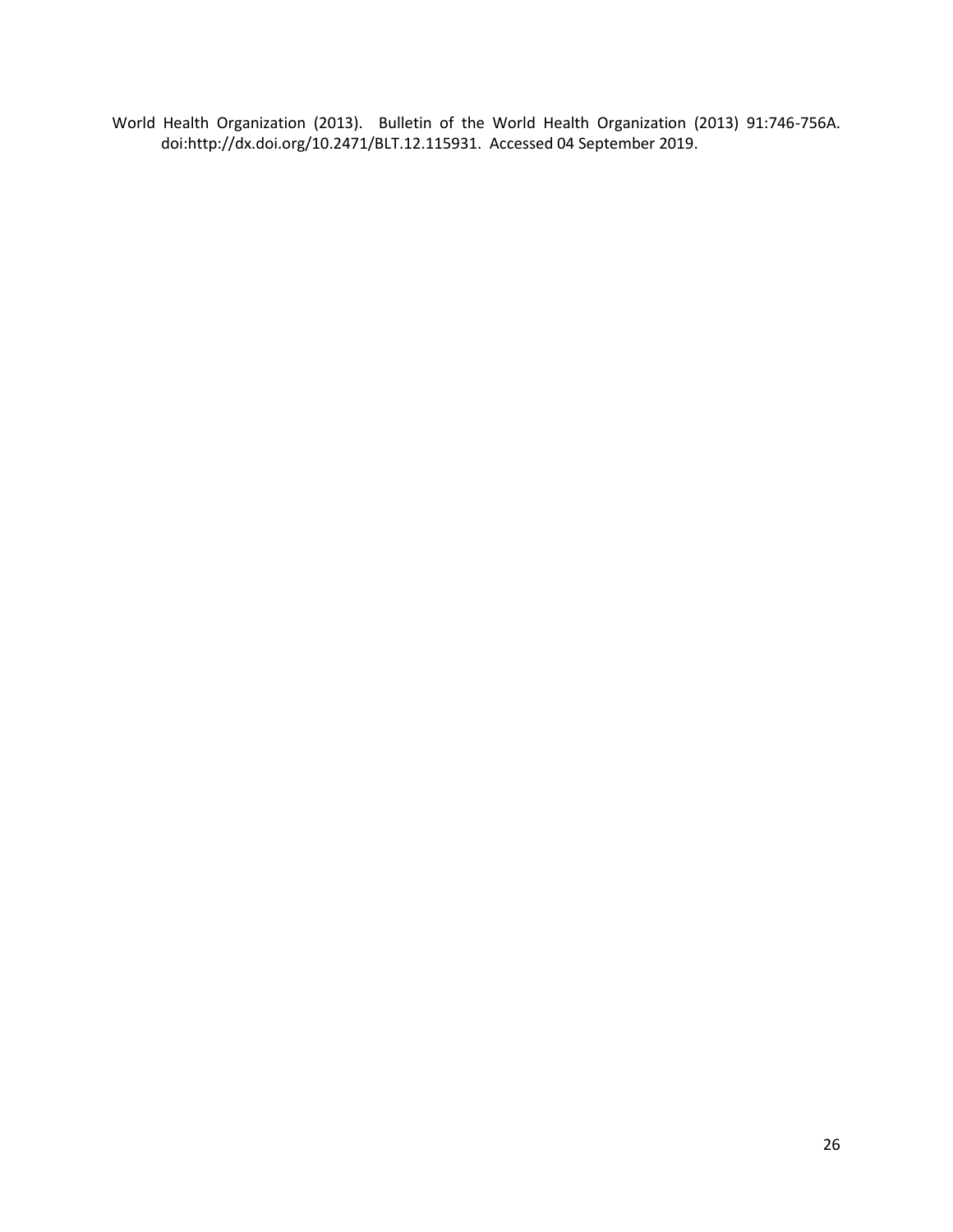World Health Organization (2013). Bulletin of the World Health Organization (2013) 91:746-756A. doi:http://dx.doi.org/10.2471/BLT.12.115931. Accessed 04 September 2019.